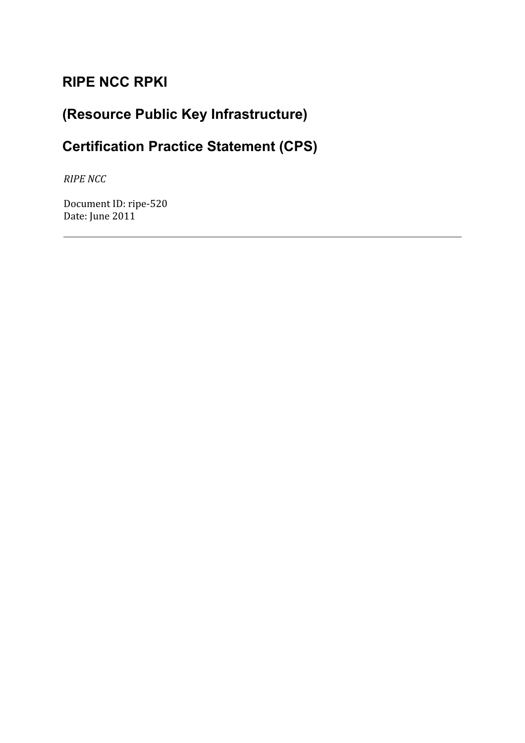# RIPE NCC RPKI

# (Resource Public Key Infrastructure)

# Certification Practice Statement (CPS)

*RIPE NCC*

Document ID: ripe-520
Date: June 2011

---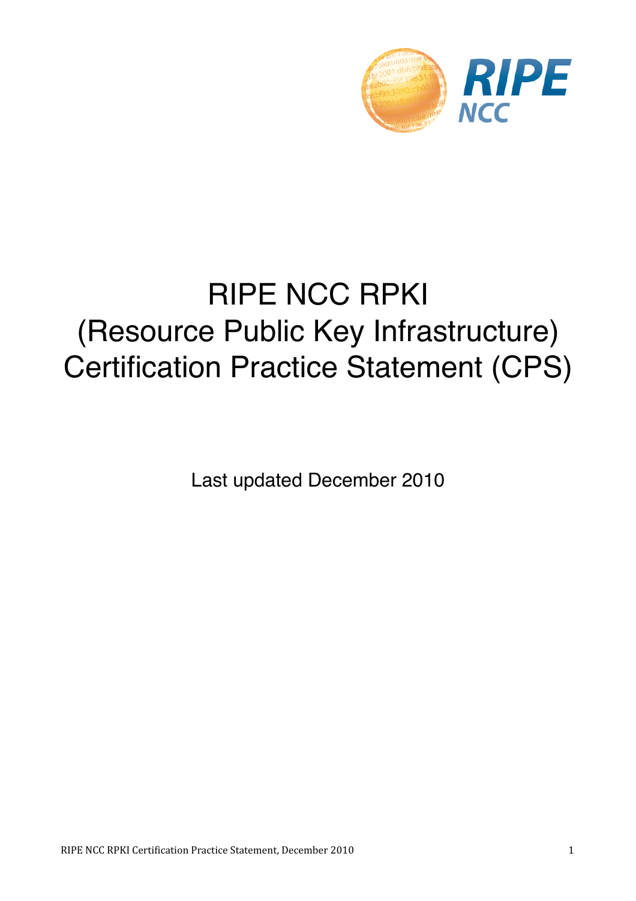# RIPE NCC RPKI (Resource Public Key Infrastructure) Certification Practice Statement (CPS)

Last updated December 2010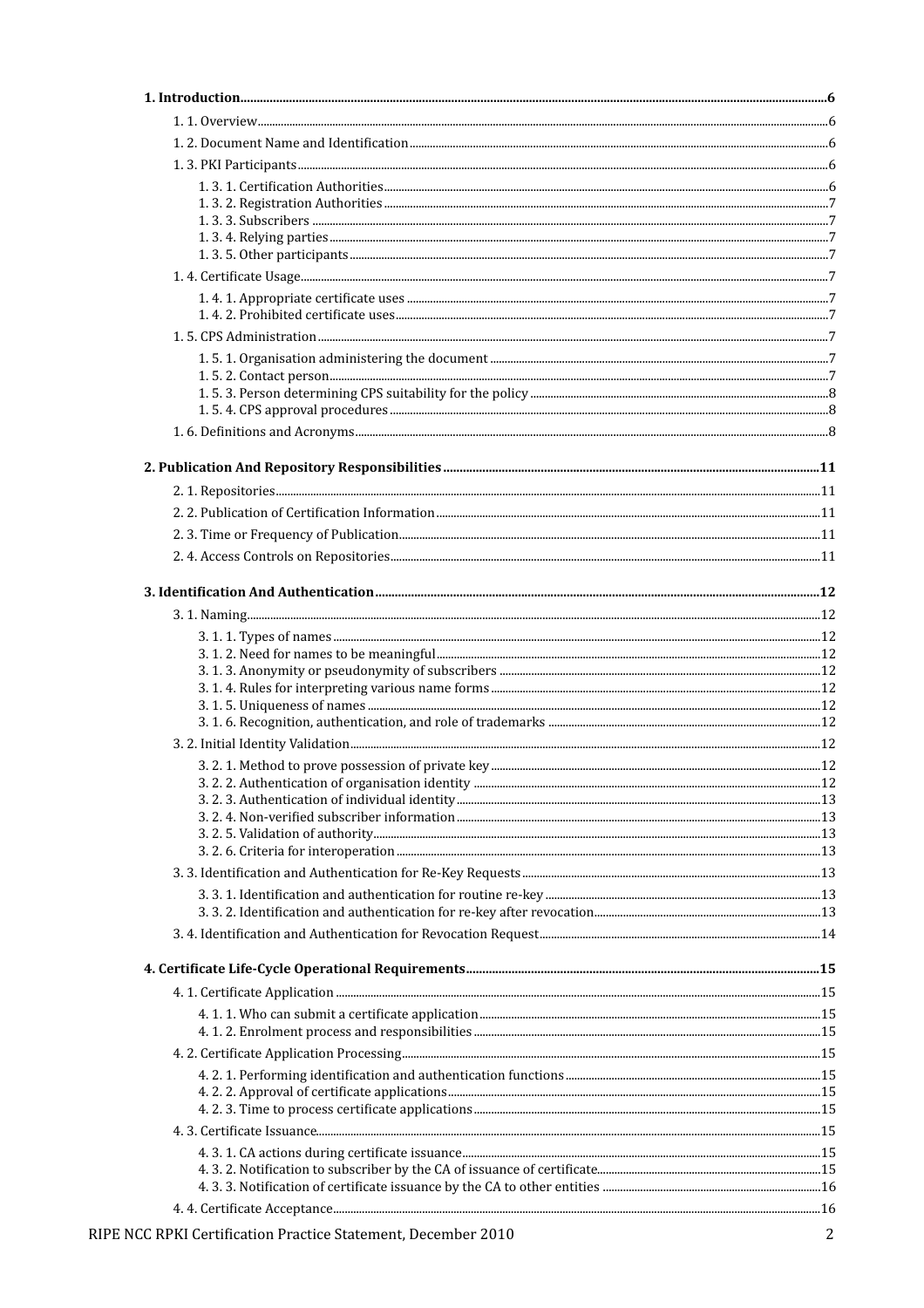1. Introduction ... 6

- 1. 1. Overview ... 6
- 1. 2. Document Name and Identification ... 6
- 1. 3. PKI Participants ... 6
  - 1. 3. 1. Certification Authorities ... 6
  - 1. 3. 2. Registration Authorities ... 7
  - 1. 3. 3. Subscribers ... 7
  - 1. 3. 4. Relying parties ... 7
  - 1. 3. 5. Other participants ... 7
- 1. 4. Certificate Usage ... 7
  - 1. 4. 1. Appropriate certificate uses ... 7
  - 1. 4. 2. Prohibited certificate uses ... 7
- 1. 5. CPS Administration ... 7
  - 1. 5. 1. Organisation administering the document ... 7
  - 1. 5. 2. Contact person ... 7
  - 1. 5. 3. Person determining CPS suitability for the policy ... 8
  - 1. 5. 4. CPS approval procedures ... 8
- 1. 6. Definitions and Acronyms ... 8

2. Publication And Repository Responsibilities ... 11

- 2. 1. Repositories ... 11
- 2. 2. Publication of Certification Information ... 11
- 2. 3. Time or Frequency of Publication ... 11
- 2. 4. Access Controls on Repositories ... 11

3. Identification And Authentication ... 12

- 3. 1. Naming ... 12
  - 3. 1. 1. Types of names ... 12
  - 3. 1. 2. Need for names to be meaningful ... 12
  - 3. 1. 3. Anonymity or pseudonymity of subscribers ... 12
  - 3. 1. 4. Rules for interpreting various name forms ... 12
  - 3. 1. 5. Uniqueness of names ... 12
  - 3. 1. 6. Recognition, authentication, and role of trademarks ... 12
- 3. 2. Initial Identity Validation ... 12
  - 3. 2. 1. Method to prove possession of private key ... 12
  - 3. 2. 2. Authentication of organisation identity ... 12
  - 3. 2. 3. Authentication of individual identity ... 13
  - 3. 2. 4. Non-verified subscriber information ... 13
  - 3. 2. 5. Validation of authority ... 13
  - 3. 2. 6. Criteria for interoperation ... 13
- 3. 3. Identification and Authentication for Re-Key Requests ... 13
  - 3. 3. 1. Identification and authentication for routine re-key ... 13
  - 3. 3. 2. Identification and authentication for re-key after revocation ... 13
- 3. 4. Identification and Authentication for Revocation Request ... 14

4. Certificate Life-Cycle Operational Requirements ... 15

- 4. 1. Certificate Application ... 15
  - 4. 1. 1. Who can submit a certificate application ... 15
  - 4. 1. 2. Enrolment process and responsibilities ... 15
- 4. 2. Certificate Application Processing ... 15
  - 4. 2. 1. Performing identification and authentication functions ... 15
  - 4. 2. 2. Approval of certificate applications ... 15
  - 4. 2. 3. Time to process certificate applications ... 15
- 4. 3. Certificate Issuance ... 15
  - 4. 3. 1. CA actions during certificate issuance ... 15
  - 4. 3. 2. Notification to subscriber by the CA of issuance of certificate ... 15
  - 4. 3. 3. Notification of certificate issuance by the CA to other entities ... 16
- 4. 4. Certificate Acceptance ... 16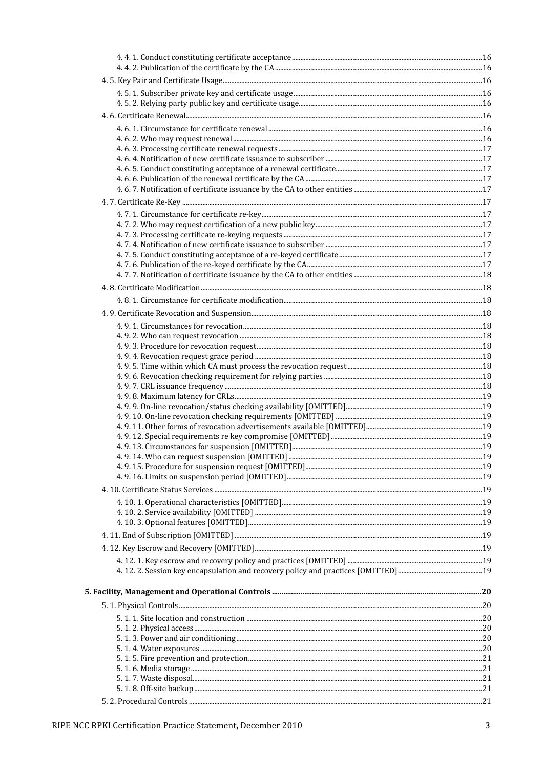- 4. 4. 1. Conduct constituting certificate acceptance ....................16
- 4. 4. 2. Publication of the certificate by the CA ....................16

4. 5. Key Pair and Certificate Usage ....................16

- 4. 5. 1. Subscriber private key and certificate usage ....................16
- 4. 5. 2. Relying party public key and certificate usage ....................16

4. 6. Certificate Renewal ....................16

- 4. 6. 1. Circumstance for certificate renewal ....................16
- 4. 6. 2. Who may request renewal ....................16
- 4. 6. 3. Processing certificate renewal requests ....................17
- 4. 6. 4. Notification of new certificate issuance to subscriber ....................17
- 4. 6. 5. Conduct constituting acceptance of a renewal certificate ....................17
- 4. 6. 6. Publication of the renewal certificate by the CA ....................17
- 4. 6. 7. Notification of certificate issuance by the CA to other entities ....................17

4. 7. Certificate Re-Key ....................17

- 4. 7. 1. Circumstance for certificate re-key ....................17
- 4. 7. 2. Who may request certification of a new public key ....................17
- 4. 7. 3. Processing certificate re-keying requests ....................17
- 4. 7. 4. Notification of new certificate issuance to subscriber ....................17
- 4. 7. 5. Conduct constituting acceptance of a re-keyed certificate ....................17
- 4. 7. 6. Publication of the re-keyed certificate by the CA ....................17
- 4. 7. 7. Notification of certificate issuance by the CA to other entities ....................18

4. 8. Certificate Modification ....................18

- 4. 8. 1. Circumstance for certificate modification ....................18

4. 9. Certificate Revocation and Suspension ....................18

- 4. 9. 1. Circumstances for revocation ....................18
- 4. 9. 2. Who can request revocation ....................18
- 4. 9. 3. Procedure for revocation request ....................18
- 4. 9. 4. Revocation request grace period ....................18
- 4. 9. 5. Time within which CA must process the revocation request ....................18
- 4. 9. 6. Revocation checking requirement for relying parties ....................18
- 4. 9. 7. CRL issuance frequency ....................18
- 4. 9. 8. Maximum latency for CRLs ....................19
- 4. 9. 9. On-line revocation/status checking availability [OMITTED] ....................19
- 4. 9. 10. On-line revocation checking requirements [OMITTED] ....................19
- 4. 9. 11. Other forms of revocation advertisements available [OMITTED] ....................19
- 4. 9. 12. Special requirements re key compromise [OMITTED] ....................19
- 4. 9. 13. Circumstances for suspension [OMITTED] ....................19
- 4. 9. 14. Who can request suspension [OMITTED] ....................19
- 4. 9. 15. Procedure for suspension request [OMITTED] ....................19
- 4. 9. 16. Limits on suspension period [OMITTED] ....................19

4. 10. Certificate Status Services ....................19

- 4. 10. 1. Operational characteristics [OMITTED] ....................19
- 4. 10. 2. Service availability [OMITTED] ....................19
- 4. 10. 3. Optional features [OMITTED] ....................19

4. 11. End of Subscription [OMITTED] ....................19

4. 12. Key Escrow and Recovery [OMITTED] ....................19

- 4. 12. 1. Key escrow and recovery policy and practices [OMITTED] ....................19
- 4. 12. 2. Session key encapsulation and recovery policy and practices [OMITTED] ....................19

**5. Facility, Management and Operational Controls ....................20**

5. 1. Physical Controls ....................20

- 5. 1. 1. Site location and construction ....................20
- 5. 1. 2. Physical access ....................20
- 5. 1. 3. Power and air conditioning ....................20
- 5. 1. 4. Water exposures ....................20
- 5. 1. 5. Fire prevention and protection ....................21
- 5. 1. 6. Media storage ....................21
- 5. 1. 7. Waste disposal ....................21
- 5. 1. 8. Off-site backup ....................21

5. 2. Procedural Controls ....................21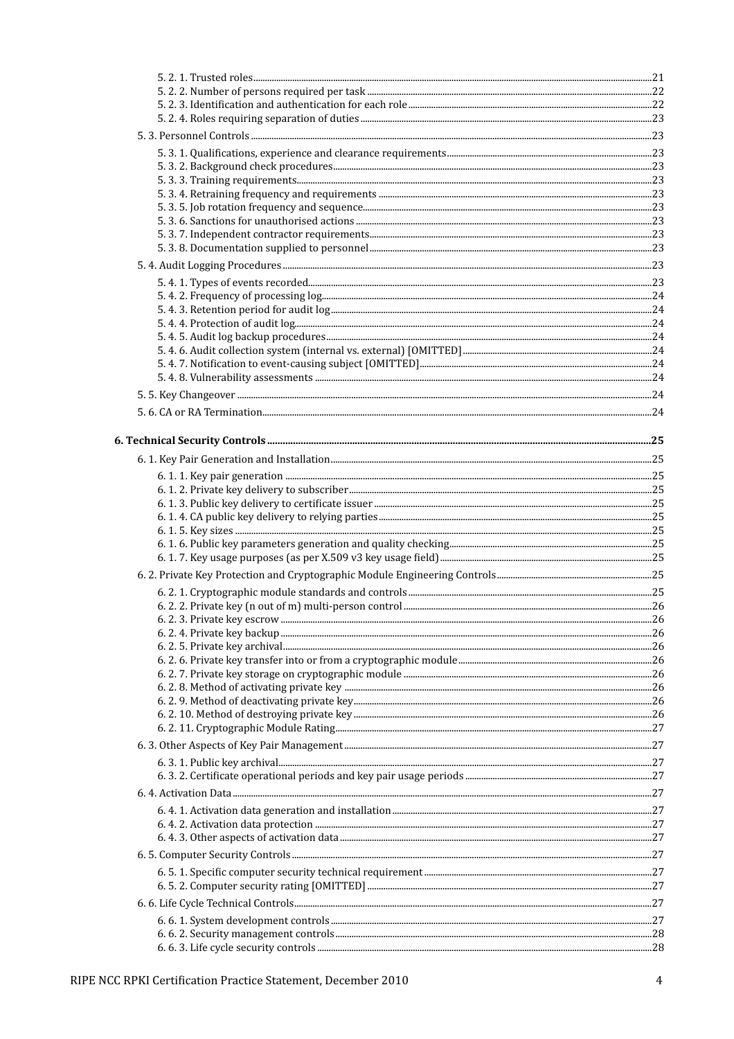5. 2. 1. Trusted roles ....21
5. 2. 2. Number of persons required per task ....22
5. 2. 3. Identification and authentication for each role ....22
5. 2. 4. Roles requiring separation of duties ....23

5. 3. Personnel Controls ....23

5. 3. 1. Qualifications, experience and clearance requirements ....23
5. 3. 2. Background check procedures ....23
5. 3. 3. Training requirements ....23
5. 3. 4. Retraining frequency and requirements ....23
5. 3. 5. Job rotation frequency and sequence ....23
5. 3. 6. Sanctions for unauthorised actions ....23
5. 3. 7. Independent contractor requirements ....23
5. 3. 8. Documentation supplied to personnel ....23

5. 4. Audit Logging Procedures ....23

5. 4. 1. Types of events recorded ....23
5. 4. 2. Frequency of processing log ....24
5. 4. 3. Retention period for audit log ....24
5. 4. 4. Protection of audit log ....24
5. 4. 5. Audit log backup procedures ....24
5. 4. 6. Audit collection system (internal vs. external) [OMITTED] ....24
5. 4. 7. Notification to event-causing subject [OMITTED] ....24
5. 4. 8. Vulnerability assessments ....24

5. 5. Key Changeover ....24

5. 6. CA or RA Termination ....24

**6. Technical Security Controls ....25**

6. 1. Key Pair Generation and Installation ....25

6. 1. 1. Key pair generation ....25
6. 1. 2. Private key delivery to subscriber ....25
6. 1. 3. Public key delivery to certificate issuer ....25
6. 1. 4. CA public key delivery to relying parties ....25
6. 1. 5. Key sizes ....25
6. 1. 6. Public key parameters generation and quality checking ....25
6. 1. 7. Key usage purposes (as per X.509 v3 key usage field) ....25

6. 2. Private Key Protection and Cryptographic Module Engineering Controls ....25

6. 2. 1. Cryptographic module standards and controls ....25
6. 2. 2. Private key (n out of m) multi-person control ....26
6. 2. 3. Private key escrow ....26
6. 2. 4. Private key backup ....26
6. 2. 5. Private key archival ....26
6. 2. 6. Private key transfer into or from a cryptographic module ....26
6. 2. 7. Private key storage on cryptographic module ....26
6. 2. 8. Method of activating private key ....26
6. 2. 9. Method of deactivating private key ....26
6. 2. 10. Method of destroying private key ....26
6. 2. 11. Cryptographic Module Rating ....27

6. 3. Other Aspects of Key Pair Management ....27

6. 3. 1. Public key archival ....27
6. 3. 2. Certificate operational periods and key pair usage periods ....27

6. 4. Activation Data ....27

6. 4. 1. Activation data generation and installation ....27
6. 4. 2. Activation data protection ....27
6. 4. 3. Other aspects of activation data ....27

6. 5. Computer Security Controls ....27

6. 5. 1. Specific computer security technical requirement ....27
6. 5. 2. Computer security rating [OMITTED] ....27

6. 6. Life Cycle Technical Controls ....27

6. 6. 1. System development controls ....27
6. 6. 2. Security management controls ....28
6. 6. 3. Life cycle security controls ....28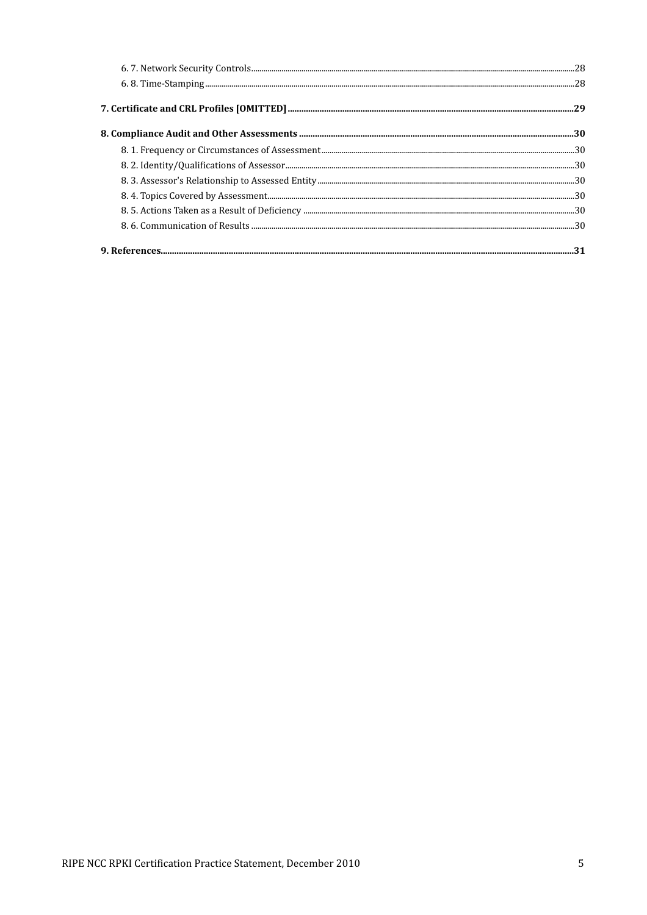6. 7. Network Security Controls ....................................................................................................................28
6. 8. Time-Stamping ...................................................................................................................................28

**7. Certificate and CRL Profiles [OMITTED] .......................................................................................29**

**8. Compliance Audit and Other Assessments ......................................................................................30**

8. 1. Frequency or Circumstances of Assessment ..........................................................................................30
8. 2. Identity/Qualifications of Assessor .........................................................................................................30
8. 3. Assessor's Relationship to Assessed Entity ............................................................................................30
8. 4. Topics Covered by Assessment ...............................................................................................................30
8. 5. Actions Taken as a Result of Deficiency .................................................................................................30
8. 6. Communication of Results .....................................................................................................................30

**9. References .........................................................................................................................................31**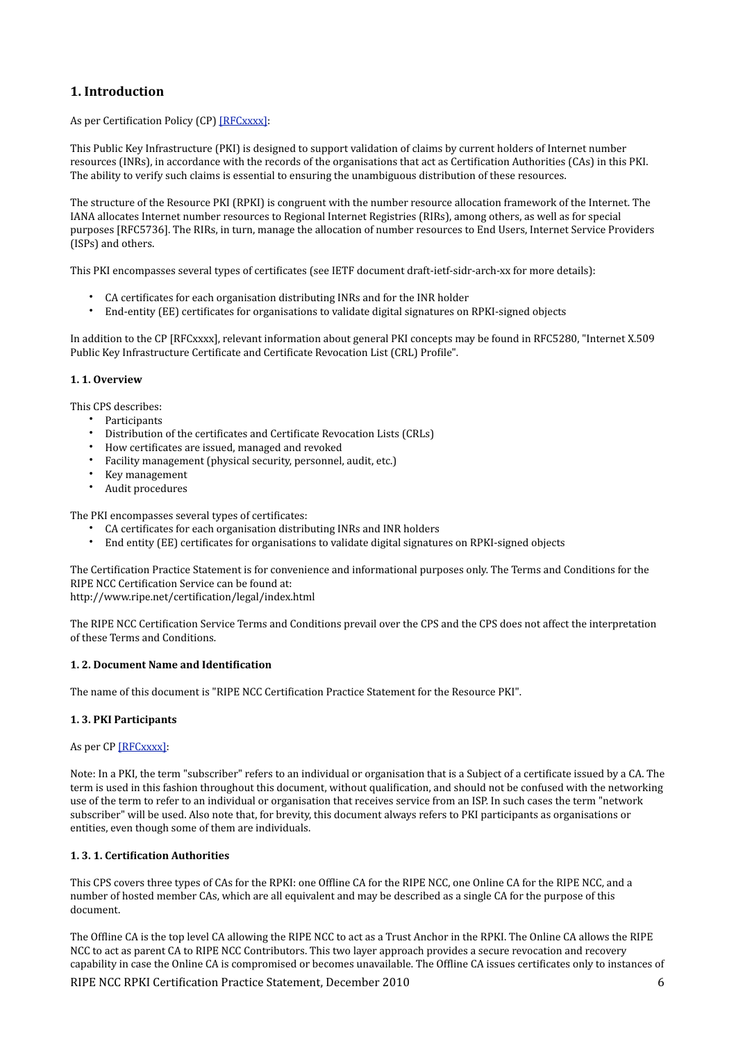# 1. Introduction

As per Certification Policy (CP) [RFCxxxx]:

This Public Key Infrastructure (PKI) is designed to support validation of claims by current holders of Internet number resources (INRs), in accordance with the records of the organisations that act as Certification Authorities (CAs) in this PKI. The ability to verify such claims is essential to ensuring the unambiguous distribution of these resources.

The structure of the Resource PKI (RPKI) is congruent with the number resource allocation framework of the Internet. The IANA allocates Internet number resources to Regional Internet Registries (RIRs), among others, as well as for special purposes [RFC5736]. The RIRs, in turn, manage the allocation of number resources to End Users, Internet Service Providers (ISPs) and others.

This PKI encompasses several types of certificates (see IETF document draft-ietf-sidr-arch-xx for more details):

- CA certificates for each organisation distributing INRs and for the INR holder
- End-entity (EE) certificates for organisations to validate digital signatures on RPKI-signed objects

In addition to the CP [RFCxxxx], relevant information about general PKI concepts may be found in RFC5280, "Internet X.509 Public Key Infrastructure Certificate and Certificate Revocation List (CRL) Profile".

### 1. 1. Overview

This CPS describes:

- Participants
- Distribution of the certificates and Certificate Revocation Lists (CRLs)
- How certificates are issued, managed and revoked
- Facility management (physical security, personnel, audit, etc.)
- Key management
- Audit procedures

The PKI encompasses several types of certificates:

- CA certificates for each organisation distributing INRs and INR holders
- End entity (EE) certificates for organisations to validate digital signatures on RPKI-signed objects

The Certification Practice Statement is for convenience and informational purposes only. The Terms and Conditions for the RIPE NCC Certification Service can be found at:
http://www.ripe.net/certification/legal/index.html

The RIPE NCC Certification Service Terms and Conditions prevail over the CPS and the CPS does not affect the interpretation of these Terms and Conditions.

### 1. 2. Document Name and Identification

The name of this document is "RIPE NCC Certification Practice Statement for the Resource PKI".

### 1. 3. PKI Participants

As per CP [RFCxxxx]:

Note: In a PKI, the term "subscriber" refers to an individual or organisation that is a Subject of a certificate issued by a CA. The term is used in this fashion throughout this document, without qualification, and should not be confused with the networking use of the term to refer to an individual or organisation that receives service from an ISP. In such cases the term "network subscriber" will be used. Also note that, for brevity, this document always refers to PKI participants as organisations or entities, even though some of them are individuals.

#### 1. 3. 1. Certification Authorities

This CPS covers three types of CAs for the RPKI: one Offline CA for the RIPE NCC, one Online CA for the RIPE NCC, and a number of hosted member CAs, which are all equivalent and may be described as a single CA for the purpose of this document.

The Offline CA is the top level CA allowing the RIPE NCC to act as a Trust Anchor in the RPKI. The Online CA allows the RIPE NCC to act as parent CA to RIPE NCC Contributors. This two layer approach provides a secure revocation and recovery capability in case the Online CA is compromised or becomes unavailable. The Offline CA issues certificates only to instances of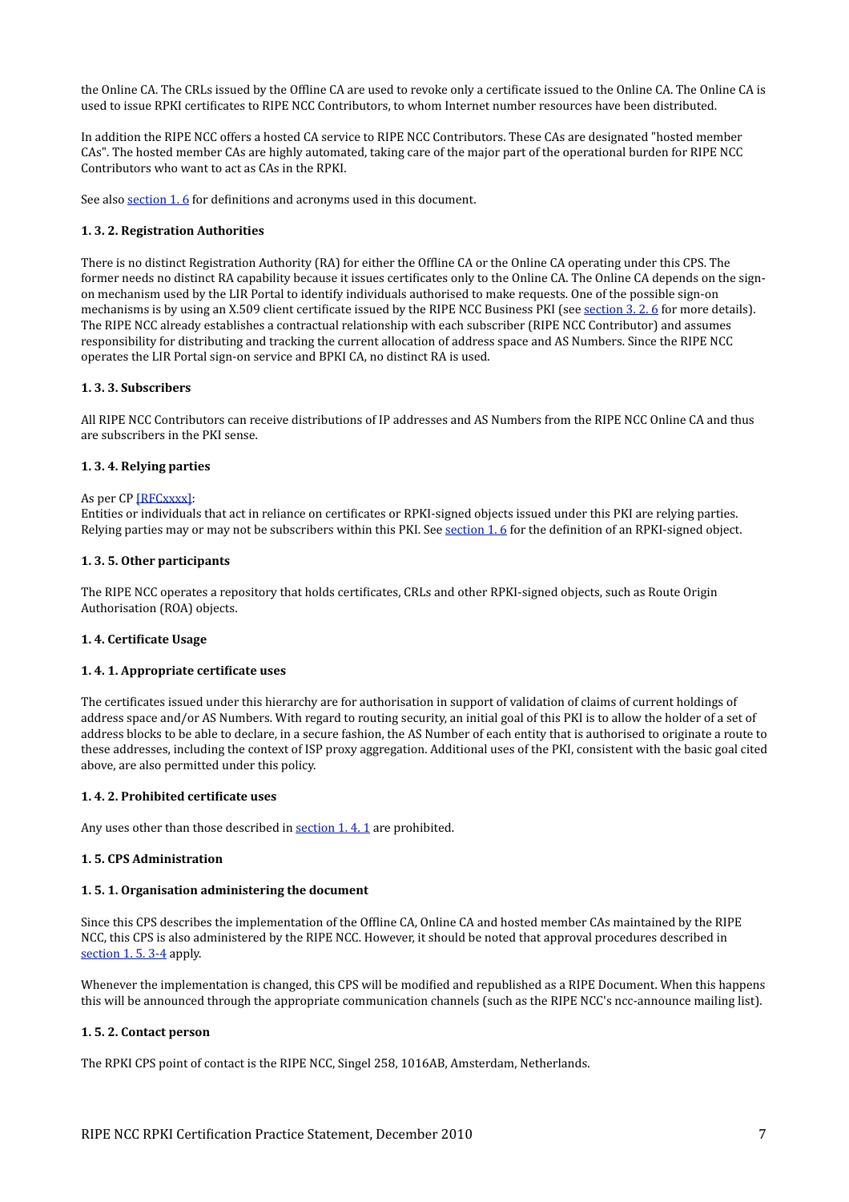the Online CA. The CRLs issued by the Offline CA are used to revoke only a certificate issued to the Online CA. The Online CA is used to issue RPKI certificates to RIPE NCC Contributors, to whom Internet number resources have been distributed.

In addition the RIPE NCC offers a hosted CA service to RIPE NCC Contributors. These CAs are designated "hosted member CAs". The hosted member CAs are highly automated, taking care of the major part of the operational burden for RIPE NCC Contributors who want to act as CAs in the RPKI.

See also section 1. 6 for definitions and acronyms used in this document.

#### 1. 3. 2. Registration Authorities

There is no distinct Registration Authority (RA) for either the Offline CA or the Online CA operating under this CPS. The former needs no distinct RA capability because it issues certificates only to the Online CA. The Online CA depends on the sign-on mechanism used by the LIR Portal to identify individuals authorised to make requests. One of the possible sign-on mechanisms is by using an X.509 client certificate issued by the RIPE NCC Business PKI (see section 3. 2. 6 for more details). The RIPE NCC already establishes a contractual relationship with each subscriber (RIPE NCC Contributor) and assumes responsibility for distributing and tracking the current allocation of address space and AS Numbers. Since the RIPE NCC operates the LIR Portal sign-on service and BPKI CA, no distinct RA is used.

#### 1. 3. 3. Subscribers

All RIPE NCC Contributors can receive distributions of IP addresses and AS Numbers from the RIPE NCC Online CA and thus are subscribers in the PKI sense.

#### 1. 3. 4. Relying parties

As per CP [RFCxxxx]:
Entities or individuals that act in reliance on certificates or RPKI-signed objects issued under this PKI are relying parties. Relying parties may or may not be subscribers within this PKI. See section 1. 6 for the definition of an RPKI-signed object.

#### 1. 3. 5. Other participants

The RIPE NCC operates a repository that holds certificates, CRLs and other RPKI-signed objects, such as Route Origin Authorisation (ROA) objects.

#### 1. 4. Certificate Usage

#### 1. 4. 1. Appropriate certificate uses

The certificates issued under this hierarchy are for authorisation in support of validation of claims of current holdings of address space and/or AS Numbers. With regard to routing security, an initial goal of this PKI is to allow the holder of a set of address blocks to be able to declare, in a secure fashion, the AS Number of each entity that is authorised to originate a route to these addresses, including the context of ISP proxy aggregation. Additional uses of the PKI, consistent with the basic goal cited above, are also permitted under this policy.

#### 1. 4. 2. Prohibited certificate uses

Any uses other than those described in section 1. 4. 1 are prohibited.

#### 1. 5. CPS Administration

#### 1. 5. 1. Organisation administering the document

Since this CPS describes the implementation of the Offline CA, Online CA and hosted member CAs maintained by the RIPE NCC, this CPS is also administered by the RIPE NCC. However, it should be noted that approval procedures described in section 1. 5. 3-4 apply.

Whenever the implementation is changed, this CPS will be modified and republished as a RIPE Document. When this happens this will be announced through the appropriate communication channels (such as the RIPE NCC's ncc-announce mailing list).

#### 1. 5. 2. Contact person

The RPKI CPS point of contact is the RIPE NCC, Singel 258, 1016AB, Amsterdam, Netherlands.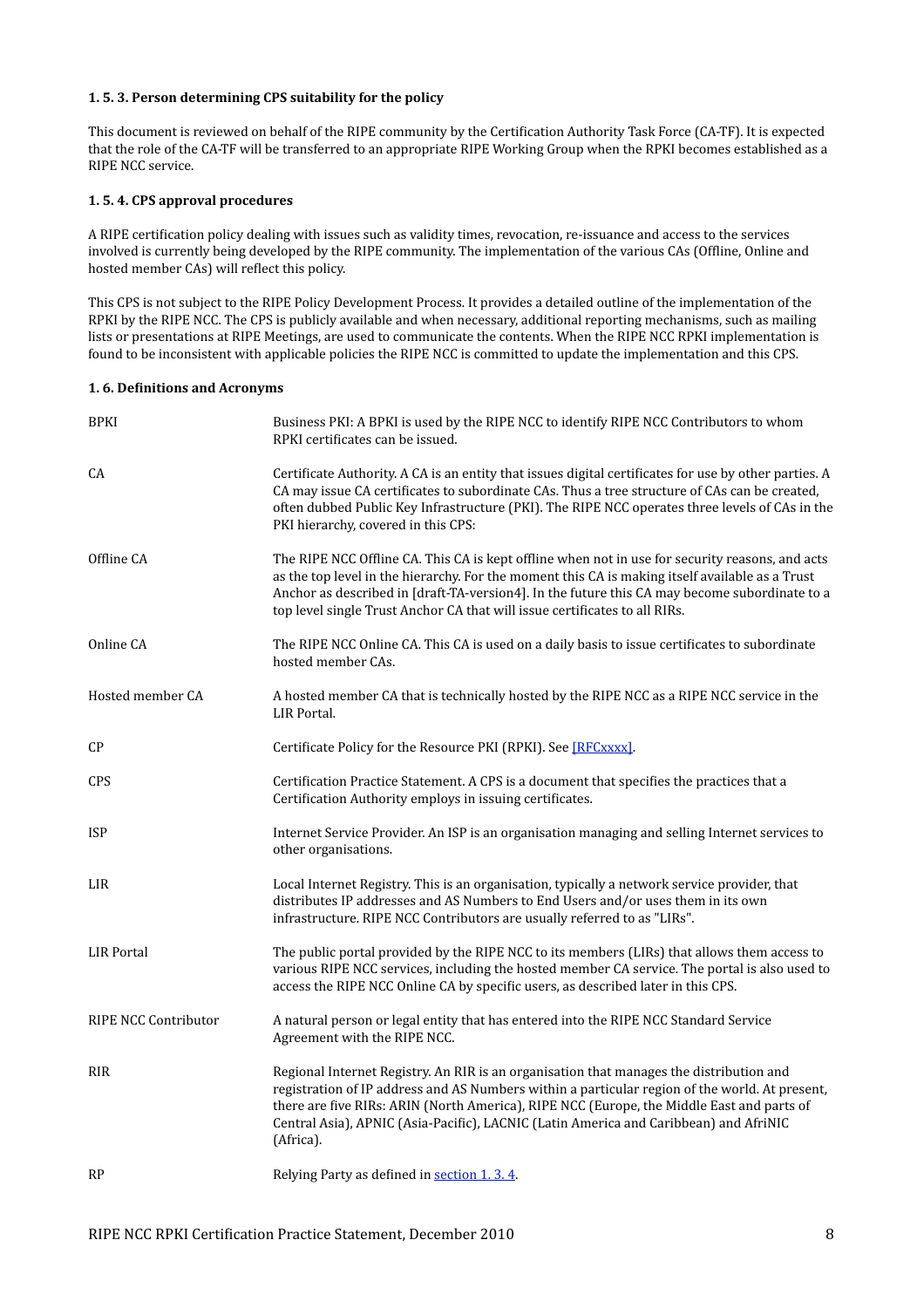#### 1. 5. 3. Person determining CPS suitability for the policy

This document is reviewed on behalf of the RIPE community by the Certification Authority Task Force (CA-TF). It is expected that the role of the CA-TF will be transferred to an appropriate RIPE Working Group when the RPKI becomes established as a RIPE NCC service.

#### 1. 5. 4. CPS approval procedures

A RIPE certification policy dealing with issues such as validity times, revocation, re-issuance and access to the services involved is currently being developed by the RIPE community. The implementation of the various CAs (Offline, Online and hosted member CAs) will reflect this policy.

This CPS is not subject to the RIPE Policy Development Process. It provides a detailed outline of the implementation of the RPKI by the RIPE NCC. The CPS is publicly available and when necessary, additional reporting mechanisms, such as mailing lists or presentations at RIPE Meetings, are used to communicate the contents. When the RIPE NCC RPKI implementation is found to be inconsistent with applicable policies the RIPE NCC is committed to update the implementation and this CPS.

### 1. 6. Definitions and Acronyms

| | |
|---|---|
| BPKI | Business PKI: A BPKI is used by the RIPE NCC to identify RIPE NCC Contributors to whom RPKI certificates can be issued. |
| CA | Certificate Authority. A CA is an entity that issues digital certificates for use by other parties. A CA may issue CA certificates to subordinate CAs. Thus a tree structure of CAs can be created, often dubbed Public Key Infrastructure (PKI). The RIPE NCC operates three levels of CAs in the PKI hierarchy, covered in this CPS: |
| Offline CA | The RIPE NCC Offline CA. This CA is kept offline when not in use for security reasons, and acts as the top level in the hierarchy. For the moment this CA is making itself available as a Trust Anchor as described in [draft-TA-version4]. In the future this CA may become subordinate to a top level single Trust Anchor CA that will issue certificates to all RIRs. |
| Online CA | The RIPE NCC Online CA. This CA is used on a daily basis to issue certificates to subordinate hosted member CAs. |
| Hosted member CA | A hosted member CA that is technically hosted by the RIPE NCC as a RIPE NCC service in the LIR Portal. |
| CP | Certificate Policy for the Resource PKI (RPKI). See [RFCxxxx]. |
| CPS | Certification Practice Statement. A CPS is a document that specifies the practices that a Certification Authority employs in issuing certificates. |
| ISP | Internet Service Provider. An ISP is an organisation managing and selling Internet services to other organisations. |
| LIR | Local Internet Registry. This is an organisation, typically a network service provider, that distributes IP addresses and AS Numbers to End Users and/or uses them in its own infrastructure. RIPE NCC Contributors are usually referred to as "LIRs". |
| LIR Portal | The public portal provided by the RIPE NCC to its members (LIRs) that allows them access to various RIPE NCC services, including the hosted member CA service. The portal is also used to access the RIPE NCC Online CA by specific users, as described later in this CPS. |
| RIPE NCC Contributor | A natural person or legal entity that has entered into the RIPE NCC Standard Service Agreement with the RIPE NCC. |
| RIR | Regional Internet Registry. An RIR is an organisation that manages the distribution and registration of IP address and AS Numbers within a particular region of the world. At present, there are five RIRs: ARIN (North America), RIPE NCC (Europe, the Middle East and parts of Central Asia), APNIC (Asia-Pacific), LACNIC (Latin America and Caribbean) and AfriNIC (Africa). |
| RP | Relying Party as defined in section 1. 3. 4. |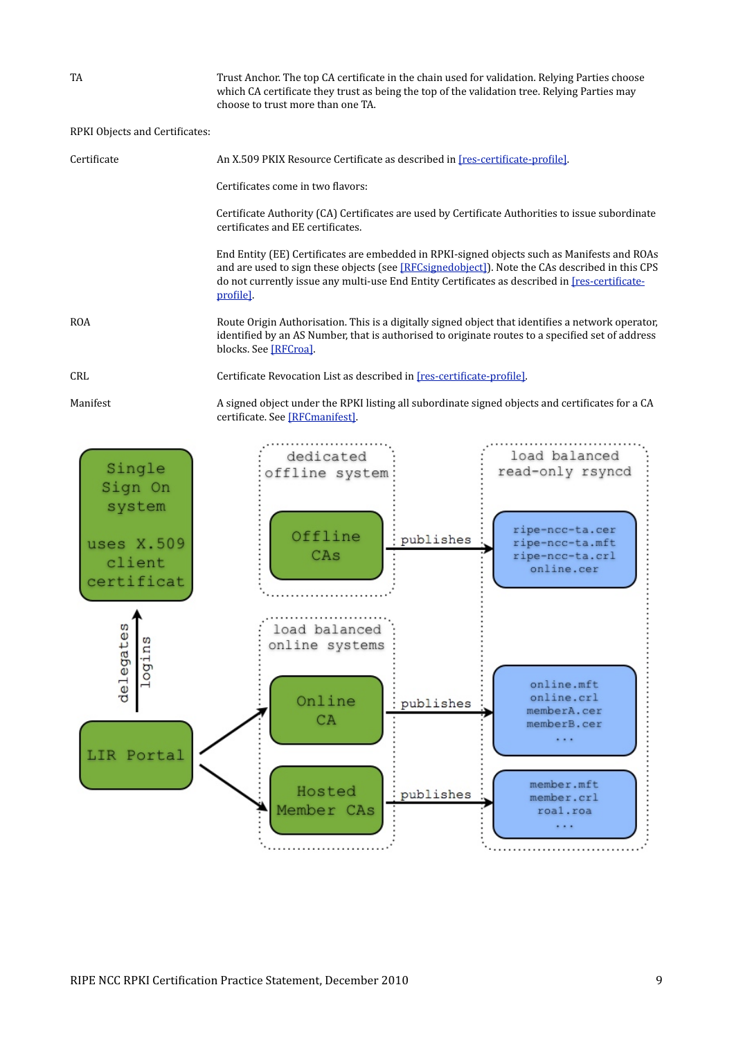TA — Trust Anchor. The top CA certificate in the chain used for validation. Relying Parties choose which CA certificate they trust as being the top of the validation tree. Relying Parties may choose to trust more than one TA.

RPKI Objects and Certificates:

Certificate — An X.509 PKIX Resource Certificate as described in [res-certificate-profile].

Certificates come in two flavors:

Certificate Authority (CA) Certificates are used by Certificate Authorities to issue subordinate certificates and EE certificates.

End Entity (EE) Certificates are embedded in RPKI-signed objects such as Manifests and ROAs and are used to sign these objects (see [RFCsignedobject]). Note the CAs described in this CPS do not currently issue any multi-use End Entity Certificates as described in [res-certificate-profile].

ROA — Route Origin Authorisation. This is a digitally signed object that identifies a network operator, identified by an AS Number, that is authorised to originate routes to a specified set of address blocks. See [RFCroa].

CRL — Certificate Revocation List as described in [res-certificate-profile].

Manifest — A signed object under the RPKI listing all subordinate signed objects and certificates for a CA certificate. See [RFCmanifest].

Single Sign On system uses X.509 client certificat

delegates logins

LIR Portal

dedicated offline system

Offline CAs

load balanced online systems

Online CA

Hosted Member CAs

publishes

publishes

publishes

load balanced read-only rsyncd

ripe-ncc-ta.cer
ripe-ncc-ta.mft
ripe-ncc-ta.crl
online.cer

online.mft
online.crl
memberA.cer
memberB.cer
...

member.mft
member.crl
roa1.roa
...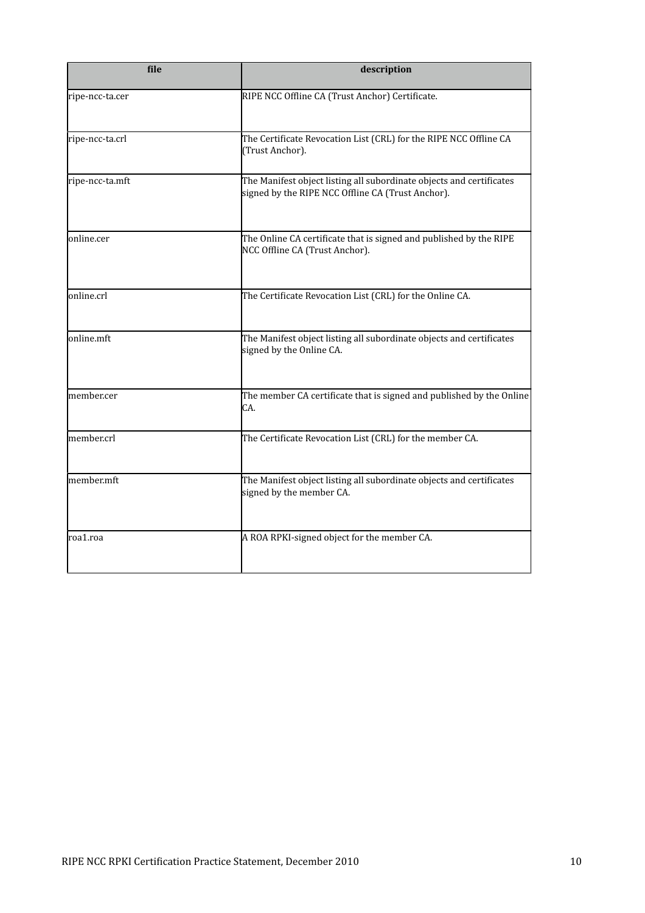| file | description |
|---|---|
| ripe-ncc-ta.cer | RIPE NCC Offline CA (Trust Anchor) Certificate. |
| ripe-ncc-ta.crl | The Certificate Revocation List (CRL) for the RIPE NCC Offline CA (Trust Anchor). |
| ripe-ncc-ta.mft | The Manifest object listing all subordinate objects and certificates signed by the RIPE NCC Offline CA (Trust Anchor). |
| online.cer | The Online CA certificate that is signed and published by the RIPE NCC Offline CA (Trust Anchor). |
| online.crl | The Certificate Revocation List (CRL) for the Online CA. |
| online.mft | The Manifest object listing all subordinate objects and certificates signed by the Online CA. |
| member.cer | The member CA certificate that is signed and published by the Online CA. |
| member.crl | The Certificate Revocation List (CRL) for the member CA. |
| member.mft | The Manifest object listing all subordinate objects and certificates signed by the member CA. |
| roa1.roa | A ROA RPKI-signed object for the member CA. |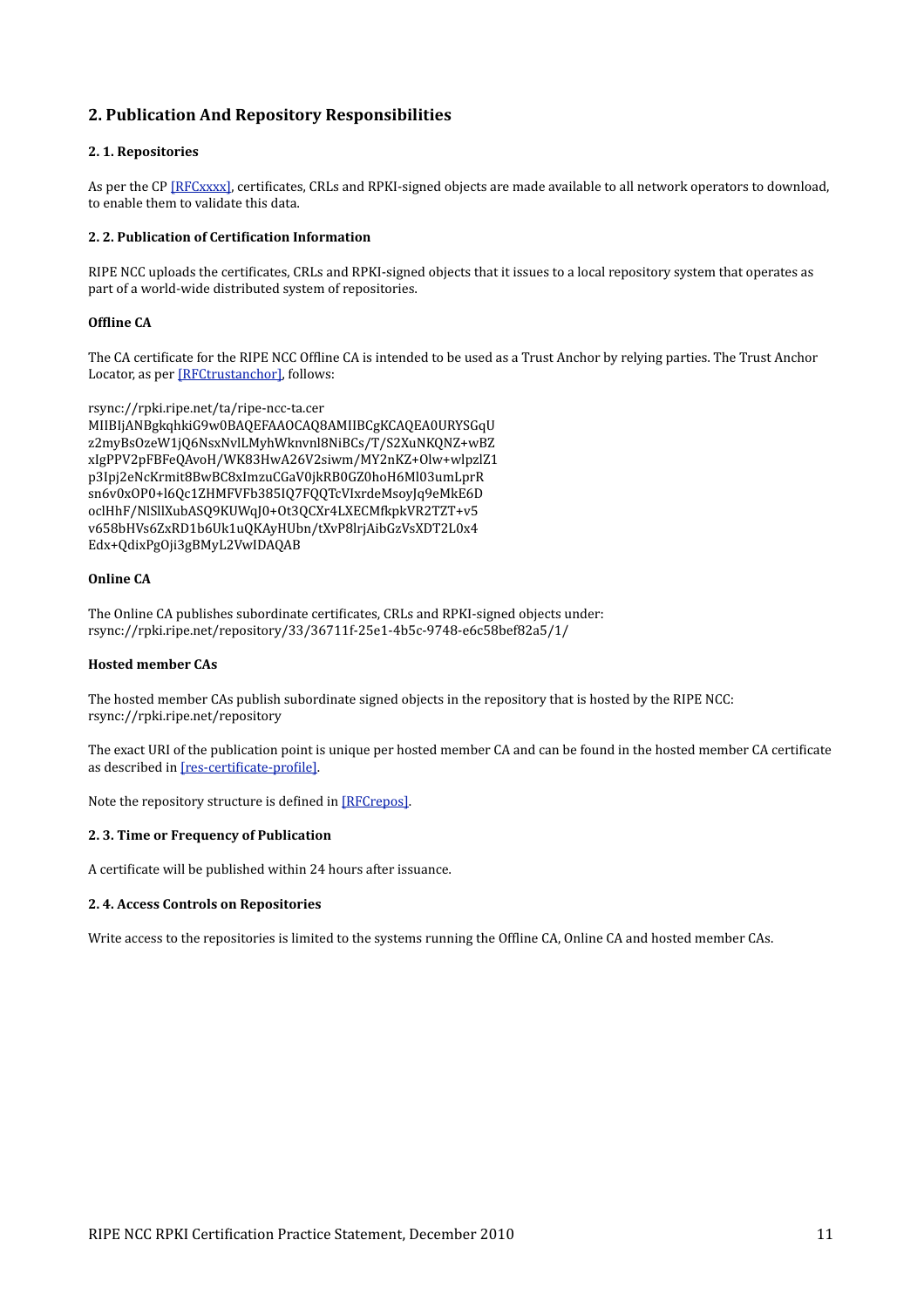## 2. Publication And Repository Responsibilities

### 2. 1. Repositories

As per the CP [RFCxxxx], certificates, CRLs and RPKI-signed objects are made available to all network operators to download, to enable them to validate this data.

### 2. 2. Publication of Certification Information

RIPE NCC uploads the certificates, CRLs and RPKI-signed objects that it issues to a local repository system that operates as part of a world-wide distributed system of repositories.

**Offline CA**

The CA certificate for the RIPE NCC Offline CA is intended to be used as a Trust Anchor by relying parties. The Trust Anchor Locator, as per [RFCtrustanchor], follows:

```
rsync://rpki.ripe.net/ta/ripe-ncc-ta.cer
MIIBIjANBgkqhkiG9w0BAQEFAAOCAQ8AMIIBCgKCAQEA0URYSGqU
z2myBsOzeW1jQ6NsxNvlLMyhWknvnl8NiBCs/T/S2XuNKQNZ+wBZ
xIgPPV2pFBFeQAvoH/WK83HwA26V2siwm/MY2nKZ+Olw+wlpzlZ1
p3Ipj2eNcKrmit8BwBC8xImzuCGaV0jkRB0GZ0hoH6Ml03umLprR
sn6v0xOP0+l6Qc1ZHMFVFb385IQ7FQQTcVIxrdeMsoyJq9eMkE6D
oclHhF/NlSllXubASQ9KUWqJ0+Ot3QCXr4LXECMfkpkVR2TZT+v5
v658bHVs6ZxRD1b6Uk1uQKAyHUbn/tXvP8lrjAibGzVsXDT2L0x4
Edx+QdixPgOji3gBMyL2VwIDAQAB
```

**Online CA**

The Online CA publishes subordinate certificates, CRLs and RPKI-signed objects under:
rsync://rpki.ripe.net/repository/33/36711f-25e1-4b5c-9748-e6c58bef82a5/1/

**Hosted member CAs**

The hosted member CAs publish subordinate signed objects in the repository that is hosted by the RIPE NCC:
rsync://rpki.ripe.net/repository

The exact URI of the publication point is unique per hosted member CA and can be found in the hosted member CA certificate as described in [res-certificate-profile].

Note the repository structure is defined in [RFCrepos].

### 2. 3. Time or Frequency of Publication

A certificate will be published within 24 hours after issuance.

### 2. 4. Access Controls on Repositories

Write access to the repositories is limited to the systems running the Offline CA, Online CA and hosted member CAs.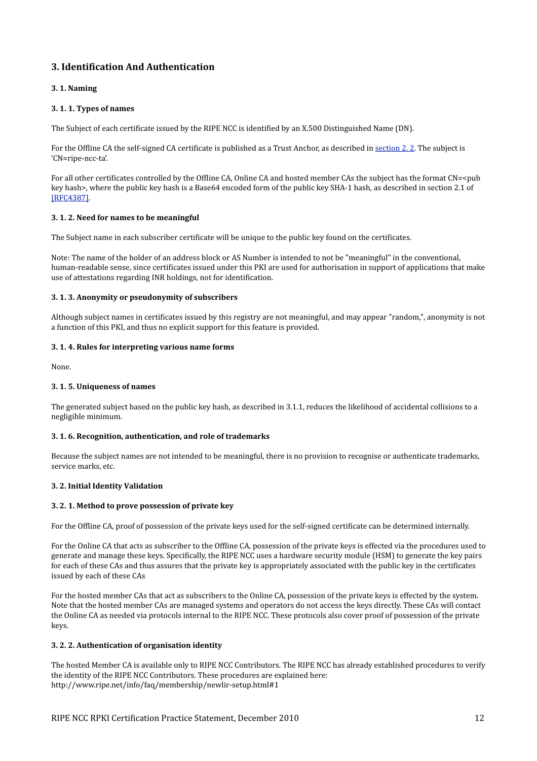# 3. Identification And Authentication

### 3. 1. Naming

#### 3. 1. 1. Types of names

The Subject of each certificate issued by the RIPE NCC is identified by an X.500 Distinguished Name (DN).

For the Offline CA the self-signed CA certificate is published as a Trust Anchor, as described in section 2. 2. The subject is 'CN=ripe-ncc-ta'.

For all other certificates controlled by the Offline CA, Online CA and hosted member CAs the subject has the format CN=<pub key hash>, where the public key hash is a Base64 encoded form of the public key SHA-1 hash, as described in section 2.1 of [RFC4387].

#### 3. 1. 2. Need for names to be meaningful

The Subject name in each subscriber certificate will be unique to the public key found on the certificates.

Note: The name of the holder of an address block or AS Number is intended to not be "meaningful" in the conventional, human-readable sense, since certificates issued under this PKI are used for authorisation in support of applications that make use of attestations regarding INR holdings, not for identification.

#### 3. 1. 3. Anonymity or pseudonymity of subscribers

Although subject names in certificates issued by this registry are not meaningful, and may appear "random,", anonymity is not a function of this PKI, and thus no explicit support for this feature is provided.

#### 3. 1. 4. Rules for interpreting various name forms

None.

#### 3. 1. 5. Uniqueness of names

The generated subject based on the public key hash, as described in 3.1.1, reduces the likelihood of accidental collisions to a negligible minimum.

#### 3. 1. 6. Recognition, authentication, and role of trademarks

Because the subject names are not intended to be meaningful, there is no provision to recognise or authenticate trademarks, service marks, etc.

### 3. 2. Initial Identity Validation

#### 3. 2. 1. Method to prove possession of private key

For the Offline CA, proof of possession of the private keys used for the self-signed certificate can be determined internally.

For the Online CA that acts as subscriber to the Offline CA, possession of the private keys is effected via the procedures used to generate and manage these keys. Specifically, the RIPE NCC uses a hardware security module (HSM) to generate the key pairs for each of these CAs and thus assures that the private key is appropriately associated with the public key in the certificates issued by each of these CAs

For the hosted member CAs that act as subscribers to the Online CA, possession of the private keys is effected by the system. Note that the hosted member CAs are managed systems and operators do not access the keys directly. These CAs will contact the Online CA as needed via protocols internal to the RIPE NCC. These protocols also cover proof of possession of the private keys.

#### 3. 2. 2. Authentication of organisation identity

The hosted Member CA is available only to RIPE NCC Contributors. The RIPE NCC has already established procedures to verify the identity of the RIPE NCC Contributors. These procedures are explained here:
http://www.ripe.net/info/faq/membership/newlir-setup.html#1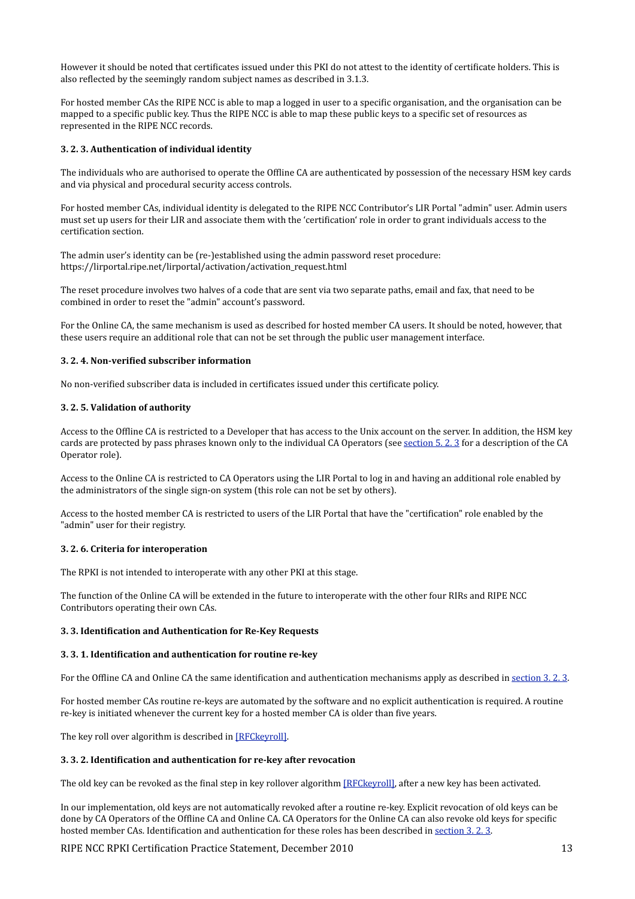However it should be noted that certificates issued under this PKI do not attest to the identity of certificate holders. This is also reflected by the seemingly random subject names as described in 3.1.3.

For hosted member CAs the RIPE NCC is able to map a logged in user to a specific organisation, and the organisation can be mapped to a specific public key. Thus the RIPE NCC is able to map these public keys to a specific set of resources as represented in the RIPE NCC records.

#### 3. 2. 3. Authentication of individual identity

The individuals who are authorised to operate the Offline CA are authenticated by possession of the necessary HSM key cards and via physical and procedural security access controls.

For hosted member CAs, individual identity is delegated to the RIPE NCC Contributor's LIR Portal "admin" user. Admin users must set up users for their LIR and associate them with the 'certification' role in order to grant individuals access to the certification section.

The admin user's identity can be (re-)established using the admin password reset procedure:
https://lirportal.ripe.net/lirportal/activation/activation_request.html

The reset procedure involves two halves of a code that are sent via two separate paths, email and fax, that need to be combined in order to reset the "admin" account's password.

For the Online CA, the same mechanism is used as described for hosted member CA users. It should be noted, however, that these users require an additional role that can not be set through the public user management interface.

#### 3. 2. 4. Non-verified subscriber information

No non-verified subscriber data is included in certificates issued under this certificate policy.

#### 3. 2. 5. Validation of authority

Access to the Offline CA is restricted to a Developer that has access to the Unix account on the server. In addition, the HSM key cards are protected by pass phrases known only to the individual CA Operators (see section 5. 2. 3 for a description of the CA Operator role).

Access to the Online CA is restricted to CA Operators using the LIR Portal to log in and having an additional role enabled by the administrators of the single sign-on system (this role can not be set by others).

Access to the hosted member CA is restricted to users of the LIR Portal that have the "certification" role enabled by the "admin" user for their registry.

#### 3. 2. 6. Criteria for interoperation

The RPKI is not intended to interoperate with any other PKI at this stage.

The function of the Online CA will be extended in the future to interoperate with the other four RIRs and RIPE NCC Contributors operating their own CAs.

### 3. 3. Identification and Authentication for Re-Key Requests

#### 3. 3. 1. Identification and authentication for routine re-key

For the Offline CA and Online CA the same identification and authentication mechanisms apply as described in section 3. 2. 3.

For hosted member CAs routine re-keys are automated by the software and no explicit authentication is required. A routine re-key is initiated whenever the current key for a hosted member CA is older than five years.

The key roll over algorithm is described in [RFCkeyroll].

#### 3. 3. 2. Identification and authentication for re-key after revocation

The old key can be revoked as the final step in key rollover algorithm [RFCkeyroll], after a new key has been activated.

In our implementation, old keys are not automatically revoked after a routine re-key. Explicit revocation of old keys can be done by CA Operators of the Offline CA and Online CA. CA Operators for the Online CA can also revoke old keys for specific hosted member CAs. Identification and authentication for these roles has been described in section 3. 2. 3.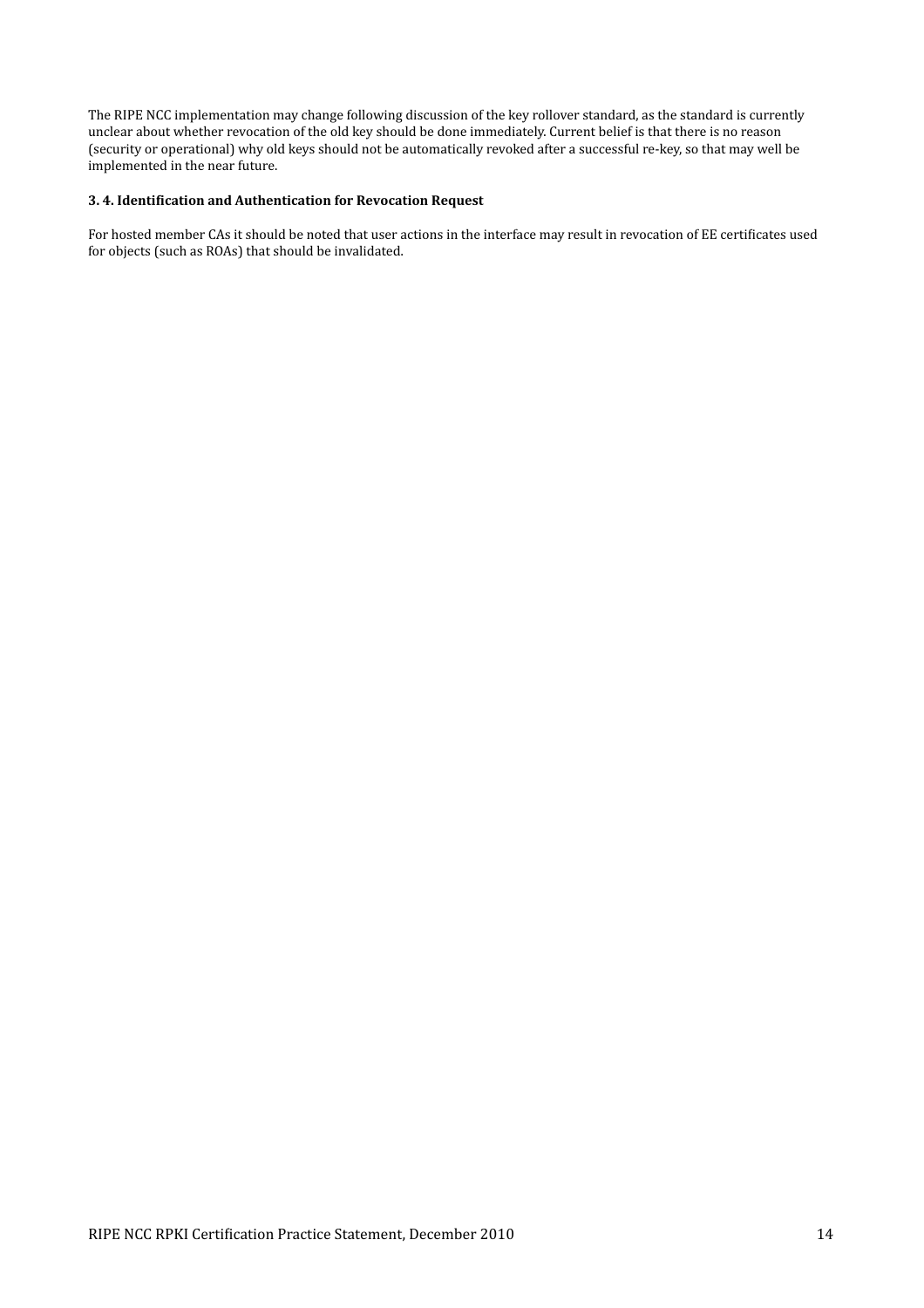The RIPE NCC implementation may change following discussion of the key rollover standard, as the standard is currently unclear about whether revocation of the old key should be done immediately. Current belief is that there is no reason (security or operational) why old keys should not be automatically revoked after a successful re-key, so that may well be implemented in the near future.

### 3. 4. Identification and Authentication for Revocation Request

For hosted member CAs it should be noted that user actions in the interface may result in revocation of EE certificates used for objects (such as ROAs) that should be invalidated.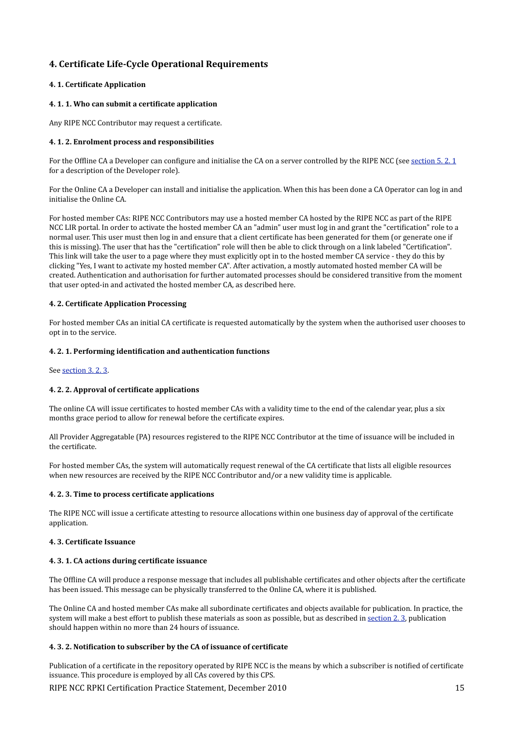## 4. Certificate Life-Cycle Operational Requirements

### 4. 1. Certificate Application

#### 4. 1. 1. Who can submit a certificate application

Any RIPE NCC Contributor may request a certificate.

#### 4. 1. 2. Enrolment process and responsibilities

For the Offline CA a Developer can configure and initialise the CA on a server controlled by the RIPE NCC (see section 5. 2. 1 for a description of the Developer role).

For the Online CA a Developer can install and initialise the application. When this has been done a CA Operator can log in and initialise the Online CA.

For hosted member CAs: RIPE NCC Contributors may use a hosted member CA hosted by the RIPE NCC as part of the RIPE NCC LIR portal. In order to activate the hosted member CA an "admin" user must log in and grant the "certification" role to a normal user. This user must then log in and ensure that a client certificate has been generated for them (or generate one if this is missing). The user that has the "certification" role will then be able to click through on a link labeled "Certification". This link will take the user to a page where they must explicitly opt in to the hosted member CA service - they do this by clicking "Yes, I want to activate my hosted member CA". After activation, a mostly automated hosted member CA will be created. Authentication and authorisation for further automated processes should be considered transitive from the moment that user opted-in and activated the hosted member CA, as described here.

### 4. 2. Certificate Application Processing

For hosted member CAs an initial CA certificate is requested automatically by the system when the authorised user chooses to opt in to the service.

#### 4. 2. 1. Performing identification and authentication functions

See section 3. 2. 3.

#### 4. 2. 2. Approval of certificate applications

The online CA will issue certificates to hosted member CAs with a validity time to the end of the calendar year, plus a six months grace period to allow for renewal before the certificate expires.

All Provider Aggregatable (PA) resources registered to the RIPE NCC Contributor at the time of issuance will be included in the certificate.

For hosted member CAs, the system will automatically request renewal of the CA certificate that lists all eligible resources when new resources are received by the RIPE NCC Contributor and/or a new validity time is applicable.

#### 4. 2. 3. Time to process certificate applications

The RIPE NCC will issue a certificate attesting to resource allocations within one business day of approval of the certificate application.

### 4. 3. Certificate Issuance

#### 4. 3. 1. CA actions during certificate issuance

The Offline CA will produce a response message that includes all publishable certificates and other objects after the certificate has been issued. This message can be physically transferred to the Online CA, where it is published.

The Online CA and hosted member CAs make all subordinate certificates and objects available for publication. In practice, the system will make a best effort to publish these materials as soon as possible, but as described in section 2. 3, publication should happen within no more than 24 hours of issuance.

#### 4. 3. 2. Notification to subscriber by the CA of issuance of certificate

Publication of a certificate in the repository operated by RIPE NCC is the means by which a subscriber is notified of certificate issuance. This procedure is employed by all CAs covered by this CPS.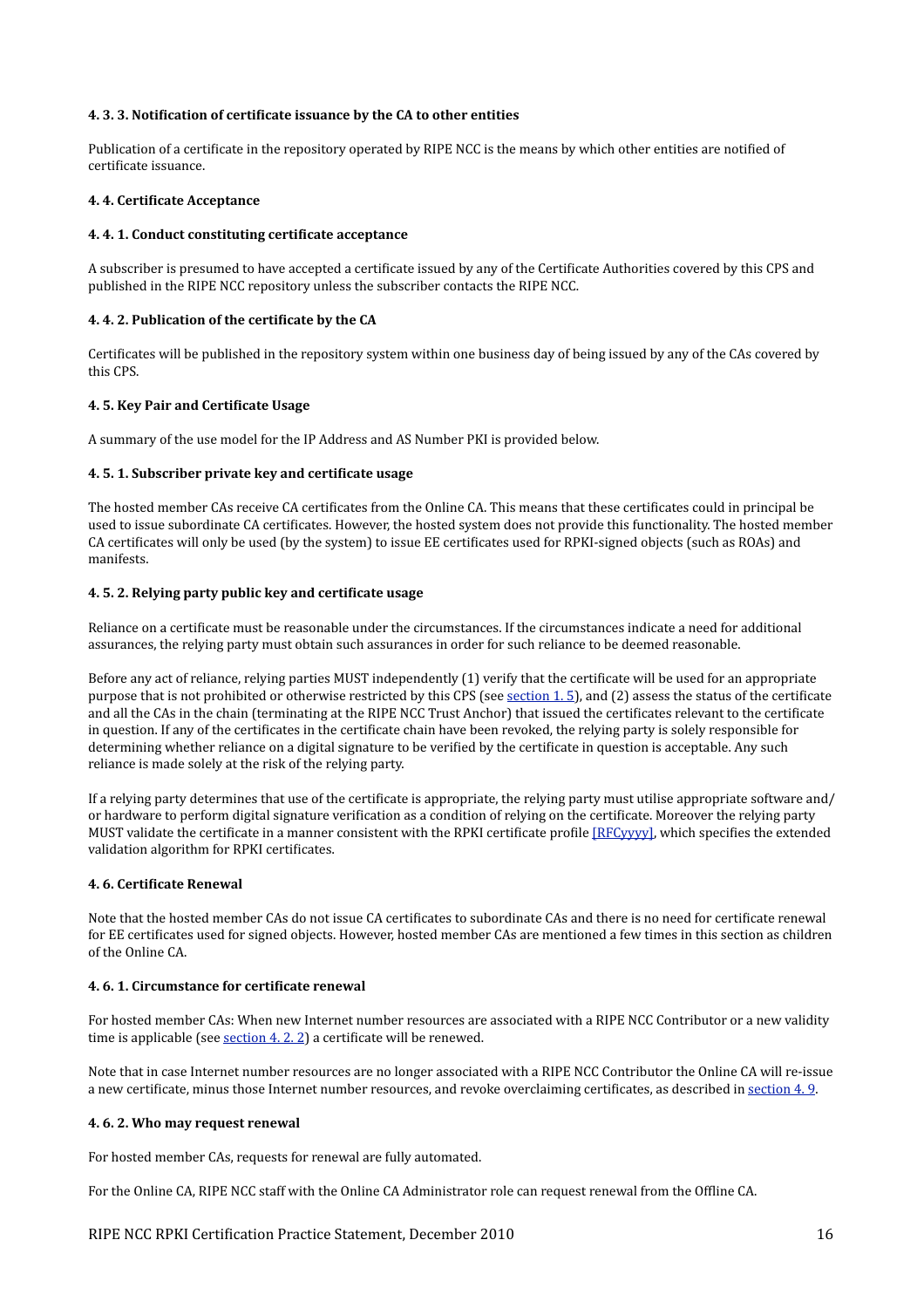#### 4. 3. 3. Notification of certificate issuance by the CA to other entities

Publication of a certificate in the repository operated by RIPE NCC is the means by which other entities are notified of certificate issuance.

### 4. 4. Certificate Acceptance

#### 4. 4. 1. Conduct constituting certificate acceptance

A subscriber is presumed to have accepted a certificate issued by any of the Certificate Authorities covered by this CPS and published in the RIPE NCC repository unless the subscriber contacts the RIPE NCC.

#### 4. 4. 2. Publication of the certificate by the CA

Certificates will be published in the repository system within one business day of being issued by any of the CAs covered by this CPS.

### 4. 5. Key Pair and Certificate Usage

A summary of the use model for the IP Address and AS Number PKI is provided below.

#### 4. 5. 1. Subscriber private key and certificate usage

The hosted member CAs receive CA certificates from the Online CA. This means that these certificates could in principal be used to issue subordinate CA certificates. However, the hosted system does not provide this functionality. The hosted member CA certificates will only be used (by the system) to issue EE certificates used for RPKI-signed objects (such as ROAs) and manifests.

#### 4. 5. 2. Relying party public key and certificate usage

Reliance on a certificate must be reasonable under the circumstances. If the circumstances indicate a need for additional assurances, the relying party must obtain such assurances in order for such reliance to be deemed reasonable.

Before any act of reliance, relying parties MUST independently (1) verify that the certificate will be used for an appropriate purpose that is not prohibited or otherwise restricted by this CPS (see section 1. 5), and (2) assess the status of the certificate and all the CAs in the chain (terminating at the RIPE NCC Trust Anchor) that issued the certificates relevant to the certificate in question. If any of the certificates in the certificate chain have been revoked, the relying party is solely responsible for determining whether reliance on a digital signature to be verified by the certificate in question is acceptable. Any such reliance is made solely at the risk of the relying party.

If a relying party determines that use of the certificate is appropriate, the relying party must utilise appropriate software and/or hardware to perform digital signature verification as a condition of relying on the certificate. Moreover the relying party MUST validate the certificate in a manner consistent with the RPKI certificate profile [RFCyyyy], which specifies the extended validation algorithm for RPKI certificates.

### 4. 6. Certificate Renewal

Note that the hosted member CAs do not issue CA certificates to subordinate CAs and there is no need for certificate renewal for EE certificates used for signed objects. However, hosted member CAs are mentioned a few times in this section as children of the Online CA.

#### 4. 6. 1. Circumstance for certificate renewal

For hosted member CAs: When new Internet number resources are associated with a RIPE NCC Contributor or a new validity time is applicable (see section 4. 2. 2) a certificate will be renewed.

Note that in case Internet number resources are no longer associated with a RIPE NCC Contributor the Online CA will re-issue a new certificate, minus those Internet number resources, and revoke overclaiming certificates, as described in section 4. 9.

#### 4. 6. 2. Who may request renewal

For hosted member CAs, requests for renewal are fully automated.

For the Online CA, RIPE NCC staff with the Online CA Administrator role can request renewal from the Offline CA.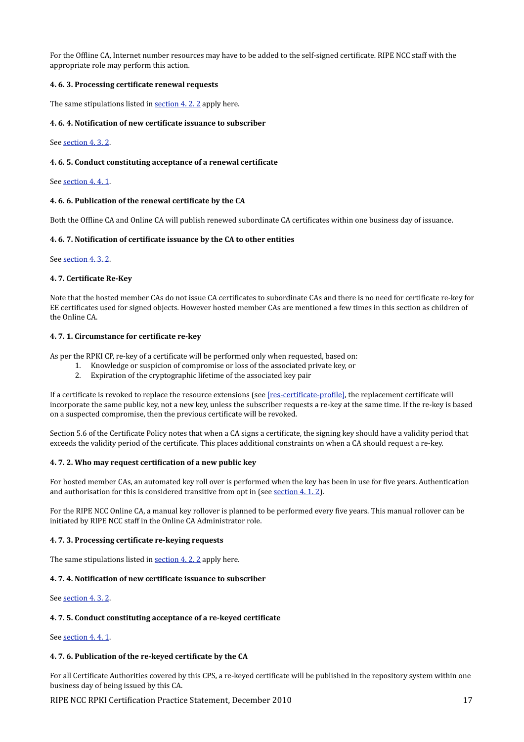For the Offline CA, Internet number resources may have to be added to the self-signed certificate. RIPE NCC staff with the appropriate role may perform this action.

#### 4. 6. 3. Processing certificate renewal requests

The same stipulations listed in section 4. 2. 2 apply here.

#### 4. 6. 4. Notification of new certificate issuance to subscriber

See section 4. 3. 2.

#### 4. 6. 5. Conduct constituting acceptance of a renewal certificate

See section 4. 4. 1.

#### 4. 6. 6. Publication of the renewal certificate by the CA

Both the Offline CA and Online CA will publish renewed subordinate CA certificates within one business day of issuance.

#### 4. 6. 7. Notification of certificate issuance by the CA to other entities

See section 4. 3. 2.

### 4. 7. Certificate Re-Key

Note that the hosted member CAs do not issue CA certificates to subordinate CAs and there is no need for certificate re-key for EE certificates used for signed objects. However hosted member CAs are mentioned a few times in this section as children of the Online CA.

#### 4. 7. 1. Circumstance for certificate re-key

As per the RPKI CP, re-key of a certificate will be performed only when requested, based on:

1. Knowledge or suspicion of compromise or loss of the associated private key, or
2. Expiration of the cryptographic lifetime of the associated key pair

If a certificate is revoked to replace the resource extensions (see [res-certificate-profile], the replacement certificate will incorporate the same public key, not a new key, unless the subscriber requests a re-key at the same time. If the re-key is based on a suspected compromise, then the previous certificate will be revoked.

Section 5.6 of the Certificate Policy notes that when a CA signs a certificate, the signing key should have a validity period that exceeds the validity period of the certificate. This places additional constraints on when a CA should request a re-key.

#### 4. 7. 2. Who may request certification of a new public key

For hosted member CAs, an automated key roll over is performed when the key has been in use for five years. Authentication and authorisation for this is considered transitive from opt in (see section 4. 1. 2).

For the RIPE NCC Online CA, a manual key rollover is planned to be performed every five years. This manual rollover can be initiated by RIPE NCC staff in the Online CA Administrator role.

#### 4. 7. 3. Processing certificate re-keying requests

The same stipulations listed in section 4. 2. 2 apply here.

#### 4. 7. 4. Notification of new certificate issuance to subscriber

See section 4. 3. 2.

#### 4. 7. 5. Conduct constituting acceptance of a re-keyed certificate

See section 4. 4. 1.

#### 4. 7. 6. Publication of the re-keyed certificate by the CA

For all Certificate Authorities covered by this CPS, a re-keyed certificate will be published in the repository system within one business day of being issued by this CA.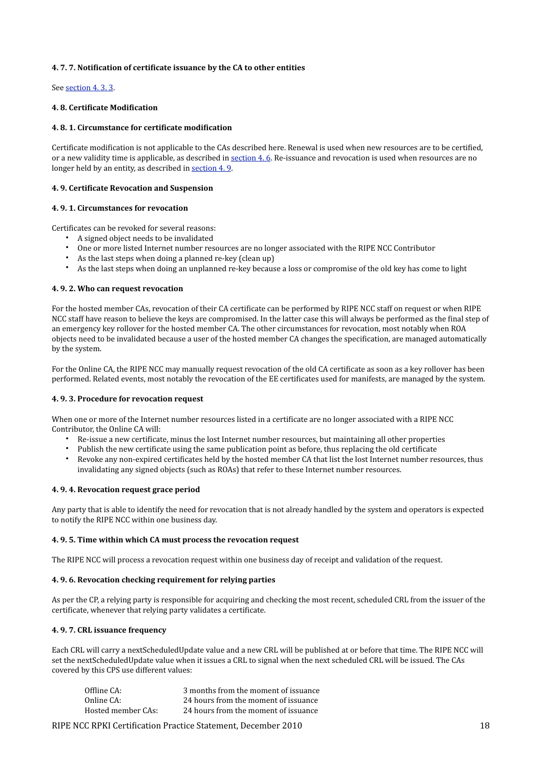#### 4. 7. 7. Notification of certificate issuance by the CA to other entities

See section 4. 3. 3.

### 4. 8. Certificate Modification

#### 4. 8. 1. Circumstance for certificate modification

Certificate modification is not applicable to the CAs described here. Renewal is used when new resources are to be certified, or a new validity time is applicable, as described in section 4. 6. Re-issuance and revocation is used when resources are no longer held by an entity, as described in section 4. 9.

### 4. 9. Certificate Revocation and Suspension

#### 4. 9. 1. Circumstances for revocation

Certificates can be revoked for several reasons:

- A signed object needs to be invalidated
- One or more listed Internet number resources are no longer associated with the RIPE NCC Contributor
- As the last steps when doing a planned re-key (clean up)
- As the last steps when doing an unplanned re-key because a loss or compromise of the old key has come to light

#### 4. 9. 2. Who can request revocation

For the hosted member CAs, revocation of their CA certificate can be performed by RIPE NCC staff on request or when RIPE NCC staff have reason to believe the keys are compromised. In the latter case this will always be performed as the final step of an emergency key rollover for the hosted member CA. The other circumstances for revocation, most notably when ROA objects need to be invalidated because a user of the hosted member CA changes the specification, are managed automatically by the system.

For the Online CA, the RIPE NCC may manually request revocation of the old CA certificate as soon as a key rollover has been performed. Related events, most notably the revocation of the EE certificates used for manifests, are managed by the system.

#### 4. 9. 3. Procedure for revocation request

When one or more of the Internet number resources listed in a certificate are no longer associated with a RIPE NCC Contributor, the Online CA will:

- Re-issue a new certificate, minus the lost Internet number resources, but maintaining all other properties
- Publish the new certificate using the same publication point as before, thus replacing the old certificate
- Revoke any non-expired certificates held by the hosted member CA that list the lost Internet number resources, thus invalidating any signed objects (such as ROAs) that refer to these Internet number resources.

#### 4. 9. 4. Revocation request grace period

Any party that is able to identify the need for revocation that is not already handled by the system and operators is expected to notify the RIPE NCC within one business day.

#### 4. 9. 5. Time within which CA must process the revocation request

The RIPE NCC will process a revocation request within one business day of receipt and validation of the request.

#### 4. 9. 6. Revocation checking requirement for relying parties

As per the CP, a relying party is responsible for acquiring and checking the most recent, scheduled CRL from the issuer of the certificate, whenever that relying party validates a certificate.

#### 4. 9. 7. CRL issuance frequency

Each CRL will carry a nextScheduledUpdate value and a new CRL will be published at or before that time. The RIPE NCC will set the nextScheduledUpdate value when it issues a CRL to signal when the next scheduled CRL will be issued. The CAs covered by this CPS use different values:

| | |
|---|---|
| Offline CA: | 3 months from the moment of issuance |
| Online CA: | 24 hours from the moment of issuance |
| Hosted member CAs: | 24 hours from the moment of issuance |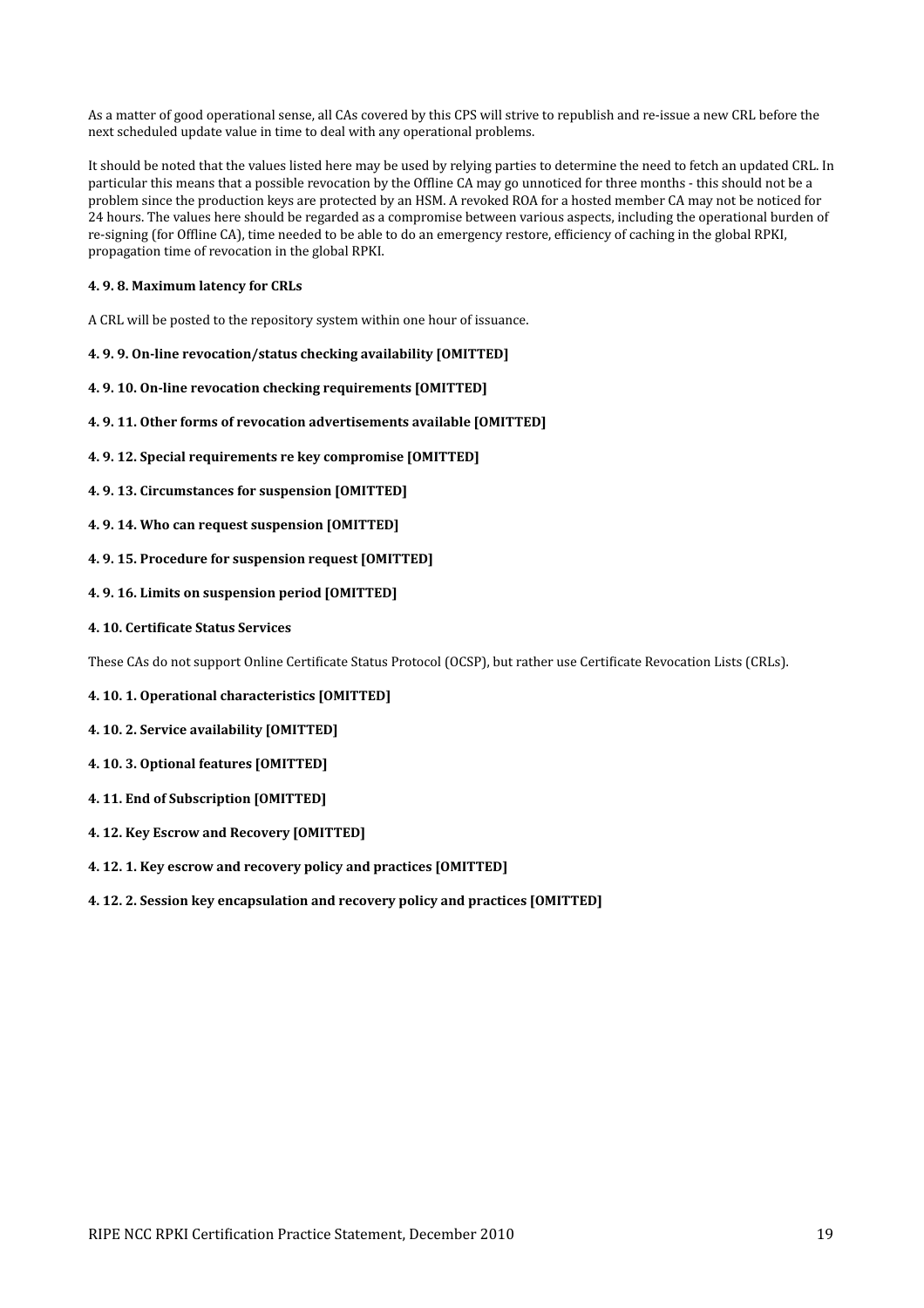As a matter of good operational sense, all CAs covered by this CPS will strive to republish and re-issue a new CRL before the next scheduled update value in time to deal with any operational problems.

It should be noted that the values listed here may be used by relying parties to determine the need to fetch an updated CRL. In particular this means that a possible revocation by the Offline CA may go unnoticed for three months - this should not be a problem since the production keys are protected by an HSM. A revoked ROA for a hosted member CA may not be noticed for 24 hours. The values here should be regarded as a compromise between various aspects, including the operational burden of re-signing (for Offline CA), time needed to be able to do an emergency restore, efficiency of caching in the global RPKI, propagation time of revocation in the global RPKI.

#### 4. 9. 8. Maximum latency for CRLs

A CRL will be posted to the repository system within one hour of issuance.

#### 4. 9. 9. On-line revocation/status checking availability [OMITTED]

#### 4. 9. 10. On-line revocation checking requirements [OMITTED]

#### 4. 9. 11. Other forms of revocation advertisements available [OMITTED]

#### 4. 9. 12. Special requirements re key compromise [OMITTED]

#### 4. 9. 13. Circumstances for suspension [OMITTED]

#### 4. 9. 14. Who can request suspension [OMITTED]

#### 4. 9. 15. Procedure for suspension request [OMITTED]

#### 4. 9. 16. Limits on suspension period [OMITTED]

### 4. 10. Certificate Status Services

These CAs do not support Online Certificate Status Protocol (OCSP), but rather use Certificate Revocation Lists (CRLs).

#### 4. 10. 1. Operational characteristics [OMITTED]

#### 4. 10. 2. Service availability [OMITTED]

#### 4. 10. 3. Optional features [OMITTED]

### 4. 11. End of Subscription [OMITTED]

### 4. 12. Key Escrow and Recovery [OMITTED]

#### 4. 12. 1. Key escrow and recovery policy and practices [OMITTED]

#### 4. 12. 2. Session key encapsulation and recovery policy and practices [OMITTED]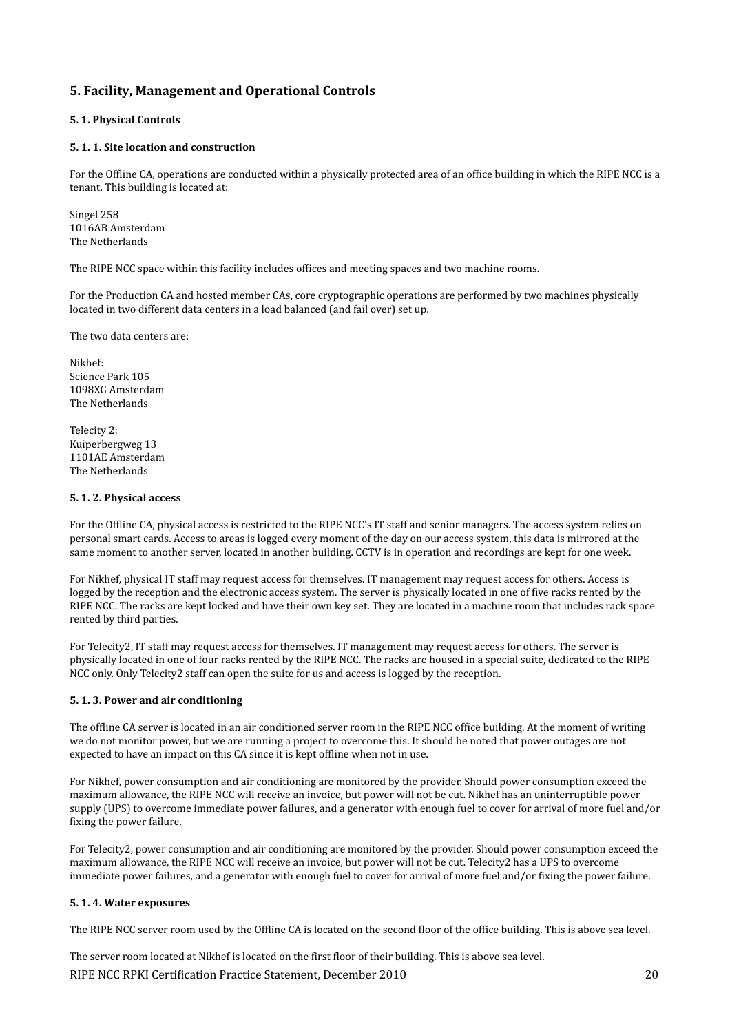## 5. Facility, Management and Operational Controls

### 5. 1. Physical Controls

#### 5. 1. 1. Site location and construction

For the Offline CA, operations are conducted within a physically protected area of an office building in which the RIPE NCC is a tenant. This building is located at:

Singel 258
1016AB Amsterdam
The Netherlands

The RIPE NCC space within this facility includes offices and meeting spaces and two machine rooms.

For the Production CA and hosted member CAs, core cryptographic operations are performed by two machines physically located in two different data centers in a load balanced (and fail over) set up.

The two data centers are:

Nikhef:
Science Park 105
1098XG Amsterdam
The Netherlands

Telecity 2:
Kuiperbergweg 13
1101AE Amsterdam
The Netherlands

#### 5. 1. 2. Physical access

For the Offline CA, physical access is restricted to the RIPE NCC's IT staff and senior managers. The access system relies on personal smart cards. Access to areas is logged every moment of the day on our access system, this data is mirrored at the same moment to another server, located in another building. CCTV is in operation and recordings are kept for one week.

For Nikhef, physical IT staff may request access for themselves. IT management may request access for others. Access is logged by the reception and the electronic access system. The server is physically located in one of five racks rented by the RIPE NCC. The racks are kept locked and have their own key set. They are located in a machine room that includes rack space rented by third parties.

For Telecity2, IT staff may request access for themselves. IT management may request access for others. The server is physically located in one of four racks rented by the RIPE NCC. The racks are housed in a special suite, dedicated to the RIPE NCC only. Only Telecity2 staff can open the suite for us and access is logged by the reception.

#### 5. 1. 3. Power and air conditioning

The offline CA server is located in an air conditioned server room in the RIPE NCC office building. At the moment of writing we do not monitor power, but we are running a project to overcome this. It should be noted that power outages are not expected to have an impact on this CA since it is kept offline when not in use.

For Nikhef, power consumption and air conditioning are monitored by the provider. Should power consumption exceed the maximum allowance, the RIPE NCC will receive an invoice, but power will not be cut. Nikhef has an uninterruptible power supply (UPS) to overcome immediate power failures, and a generator with enough fuel to cover for arrival of more fuel and/or fixing the power failure.

For Telecity2, power consumption and air conditioning are monitored by the provider. Should power consumption exceed the maximum allowance, the RIPE NCC will receive an invoice, but power will not be cut. Telecity2 has a UPS to overcome immediate power failures, and a generator with enough fuel to cover for arrival of more fuel and/or fixing the power failure.

#### 5. 1. 4. Water exposures

The RIPE NCC server room used by the Offline CA is located on the second floor of the office building. This is above sea level.

The server room located at Nikhef is located on the first floor of their building. This is above sea level.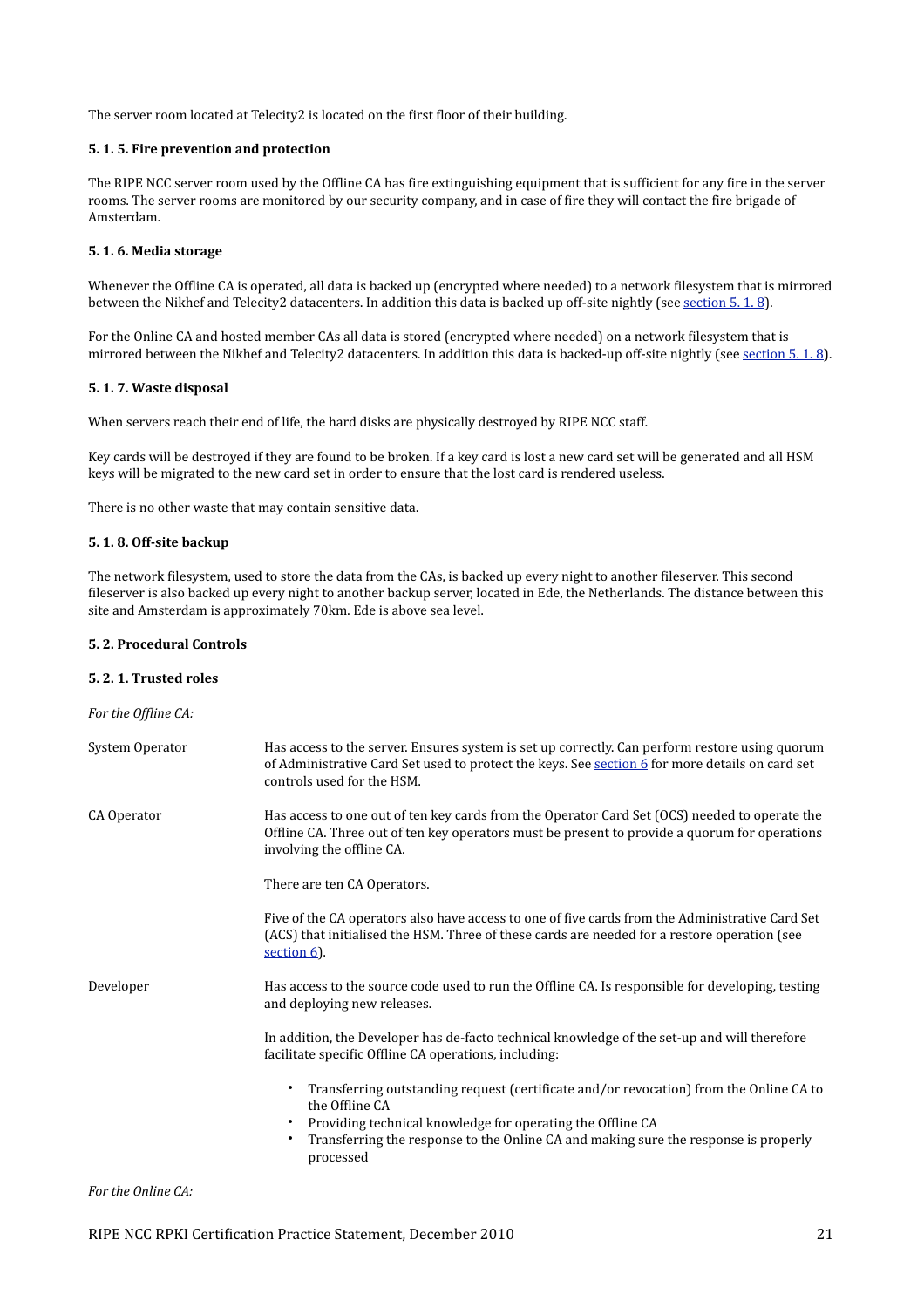The server room located at Telecity2 is located on the first floor of their building.

### 5. 1. 5. Fire prevention and protection

The RIPE NCC server room used by the Offline CA has fire extinguishing equipment that is sufficient for any fire in the server rooms. The server rooms are monitored by our security company, and in case of fire they will contact the fire brigade of Amsterdam.

### 5. 1. 6. Media storage

Whenever the Offline CA is operated, all data is backed up (encrypted where needed) to a network filesystem that is mirrored between the Nikhef and Telecity2 datacenters. In addition this data is backed up off-site nightly (see section 5. 1. 8).

For the Online CA and hosted member CAs all data is stored (encrypted where needed) on a network filesystem that is mirrored between the Nikhef and Telecity2 datacenters. In addition this data is backed-up off-site nightly (see section 5. 1. 8).

### 5. 1. 7. Waste disposal

When servers reach their end of life, the hard disks are physically destroyed by RIPE NCC staff.

Key cards will be destroyed if they are found to be broken. If a key card is lost a new card set will be generated and all HSM keys will be migrated to the new card set in order to ensure that the lost card is rendered useless.

There is no other waste that may contain sensitive data.

### 5. 1. 8. Off-site backup

The network filesystem, used to store the data from the CAs, is backed up every night to another fileserver. This second fileserver is also backed up every night to another backup server, located in Ede, the Netherlands. The distance between this site and Amsterdam is approximately 70km. Ede is above sea level.

## 5. 2. Procedural Controls

### 5. 2. 1. Trusted roles

*For the Offline CA:*

| | |
|---|---|
| System Operator | Has access to the server. Ensures system is set up correctly. Can perform restore using quorum of Administrative Card Set used to protect the keys. See section 6 for more details on card set controls used for the HSM. |
| CA Operator | Has access to one out of ten key cards from the Operator Card Set (OCS) needed to operate the Offline CA. Three out of ten key operators must be present to provide a quorum for operations involving the offline CA.<br><br>There are ten CA Operators.<br><br>Five of the CA operators also have access to one of five cards from the Administrative Card Set (ACS) that initialised the HSM. Three of these cards are needed for a restore operation (see section 6). |
| Developer | Has access to the source code used to run the Offline CA. Is responsible for developing, testing and deploying new releases.<br><br>In addition, the Developer has de-facto technical knowledge of the set-up and will therefore facilitate specific Offline CA operations, including:<br><br>• Transferring outstanding request (certificate and/or revocation) from the Online CA to the Offline CA<br>• Providing technical knowledge for operating the Offline CA<br>• Transferring the response to the Online CA and making sure the response is properly processed |

*For the Online CA:*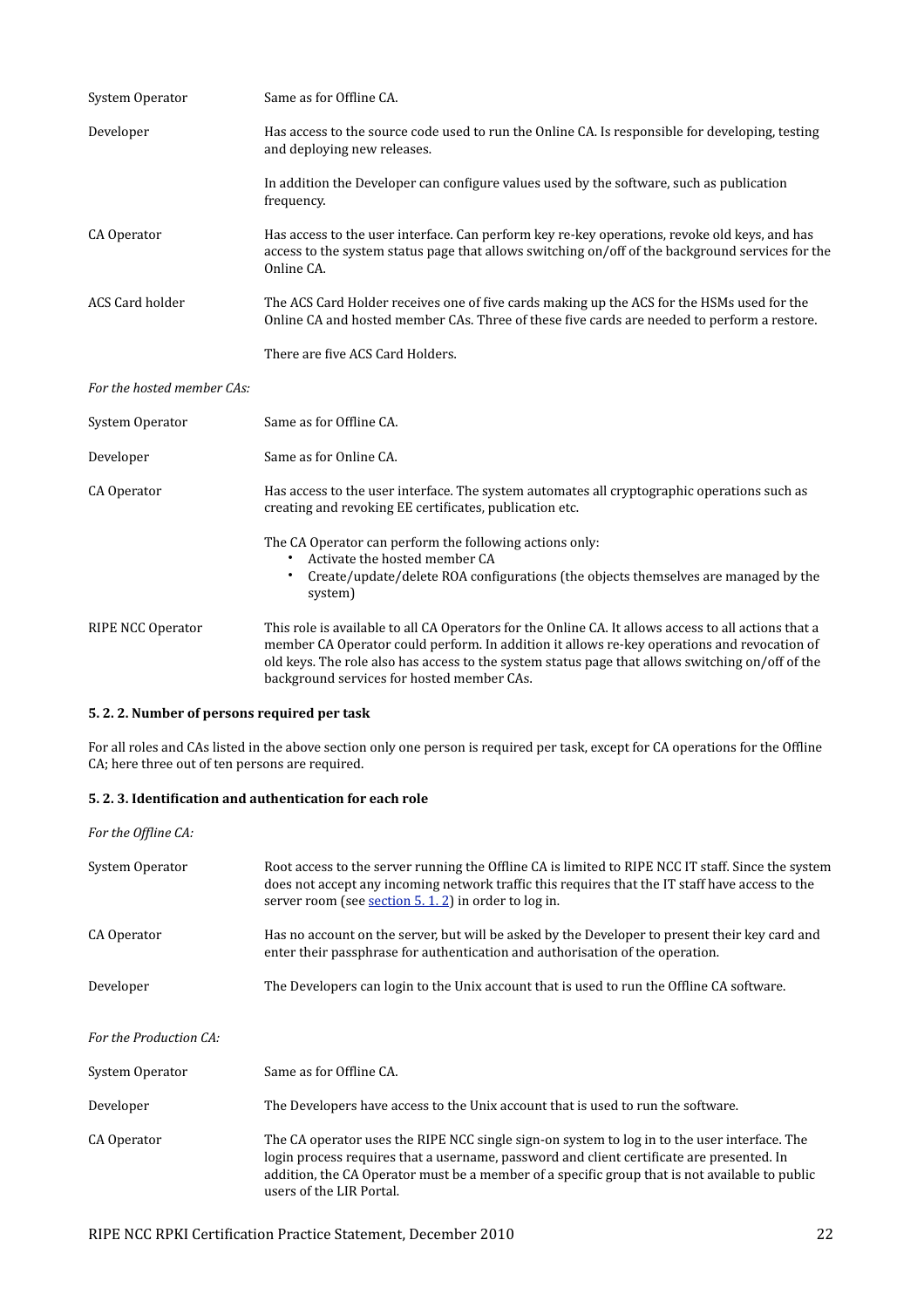| | |
|---|---|
| System Operator | Same as for Offline CA. |
| Developer | Has access to the source code used to run the Online CA. Is responsible for developing, testing and deploying new releases.<br><br>In addition the Developer can configure values used by the software, such as publication frequency. |
| CA Operator | Has access to the user interface. Can perform key re-key operations, revoke old keys, and has access to the system status page that allows switching on/off of the background services for the Online CA. |
| ACS Card holder | The ACS Card Holder receives one of five cards making up the ACS for the HSMs used for the Online CA and hosted member CAs. Three of these five cards are needed to perform a restore.<br><br>There are five ACS Card Holders. |

*For the hosted member CAs:*

| | |
|---|---|
| System Operator | Same as for Offline CA. |
| Developer | Same as for Online CA. |
| CA Operator | Has access to the user interface. The system automates all cryptographic operations such as creating and revoking EE certificates, publication etc.<br><br>The CA Operator can perform the following actions only:<br>• Activate the hosted member CA<br>• Create/update/delete ROA configurations (the objects themselves are managed by the system) |
| RIPE NCC Operator | This role is available to all CA Operators for the Online CA. It allows access to all actions that a member CA Operator could perform. In addition it allows re-key operations and revocation of old keys. The role also has access to the system status page that allows switching on/off of the background services for hosted member CAs. |

**5. 2. 2. Number of persons required per task**

For all roles and CAs listed in the above section only one person is required per task, except for CA operations for the Offline CA; here three out of ten persons are required.

**5. 2. 3. Identification and authentication for each role**

*For the Offline CA:*

| | |
|---|---|
| System Operator | Root access to the server running the Offline CA is limited to RIPE NCC IT staff. Since the system does not accept any incoming network traffic this requires that the IT staff have access to the server room (see section 5. 1. 2) in order to log in. |
| CA Operator | Has no account on the server, but will be asked by the Developer to present their key card and enter their passphrase for authentication and authorisation of the operation. |
| Developer | The Developers can login to the Unix account that is used to run the Offline CA software. |

*For the Production CA:*

| | |
|---|---|
| System Operator | Same as for Offline CA. |
| Developer | The Developers have access to the Unix account that is used to run the software. |
| CA Operator | The CA operator uses the RIPE NCC single sign-on system to log in to the user interface. The login process requires that a username, password and client certificate are presented. In addition, the CA Operator must be a member of a specific group that is not available to public users of the LIR Portal. |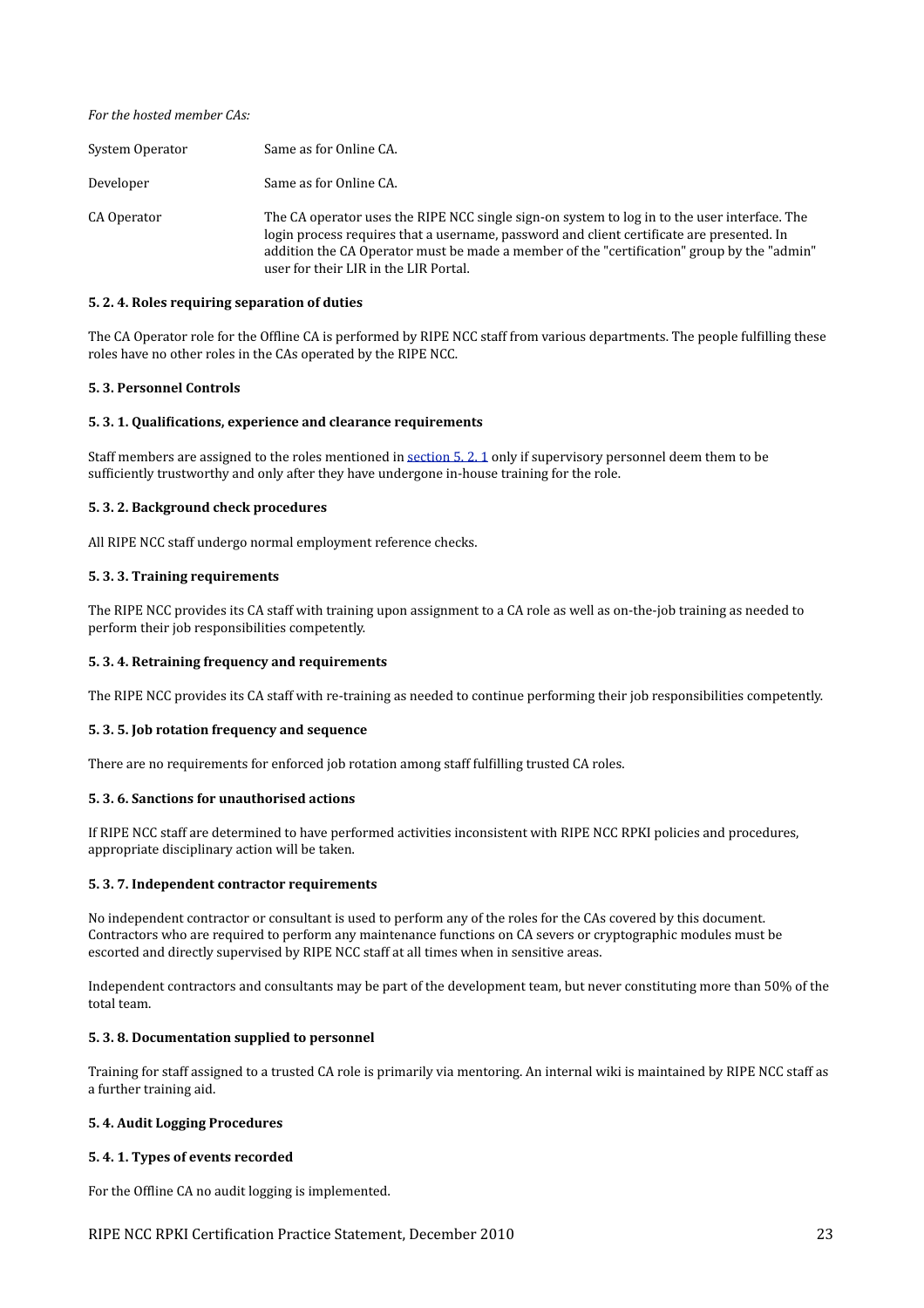*For the hosted member CAs:*

| | |
|---|---|
| System Operator | Same as for Online CA. |
| Developer | Same as for Online CA. |
| CA Operator | The CA operator uses the RIPE NCC single sign-on system to log in to the user interface. The login process requires that a username, password and client certificate are presented. In addition the CA Operator must be made a member of the "certification" group by the "admin" user for their LIR in the LIR Portal. |

**5. 2. 4. Roles requiring separation of duties**

The CA Operator role for the Offline CA is performed by RIPE NCC staff from various departments. The people fulfilling these roles have no other roles in the CAs operated by the RIPE NCC.

**5. 3. Personnel Controls**

**5. 3. 1. Qualifications, experience and clearance requirements**

Staff members are assigned to the roles mentioned in section 5. 2. 1 only if supervisory personnel deem them to be sufficiently trustworthy and only after they have undergone in-house training for the role.

**5. 3. 2. Background check procedures**

All RIPE NCC staff undergo normal employment reference checks.

**5. 3. 3. Training requirements**

The RIPE NCC provides its CA staff with training upon assignment to a CA role as well as on-the-job training as needed to perform their job responsibilities competently.

**5. 3. 4. Retraining frequency and requirements**

The RIPE NCC provides its CA staff with re-training as needed to continue performing their job responsibilities competently.

**5. 3. 5. Job rotation frequency and sequence**

There are no requirements for enforced job rotation among staff fulfilling trusted CA roles.

**5. 3. 6. Sanctions for unauthorised actions**

If RIPE NCC staff are determined to have performed activities inconsistent with RIPE NCC RPKI policies and procedures, appropriate disciplinary action will be taken.

**5. 3. 7. Independent contractor requirements**

No independent contractor or consultant is used to perform any of the roles for the CAs covered by this document. Contractors who are required to perform any maintenance functions on CA severs or cryptographic modules must be escorted and directly supervised by RIPE NCC staff at all times when in sensitive areas.

Independent contractors and consultants may be part of the development team, but never constituting more than 50% of the total team.

**5. 3. 8. Documentation supplied to personnel**

Training for staff assigned to a trusted CA role is primarily via mentoring. An internal wiki is maintained by RIPE NCC staff as a further training aid.

**5. 4. Audit Logging Procedures**

**5. 4. 1. Types of events recorded**

For the Offline CA no audit logging is implemented.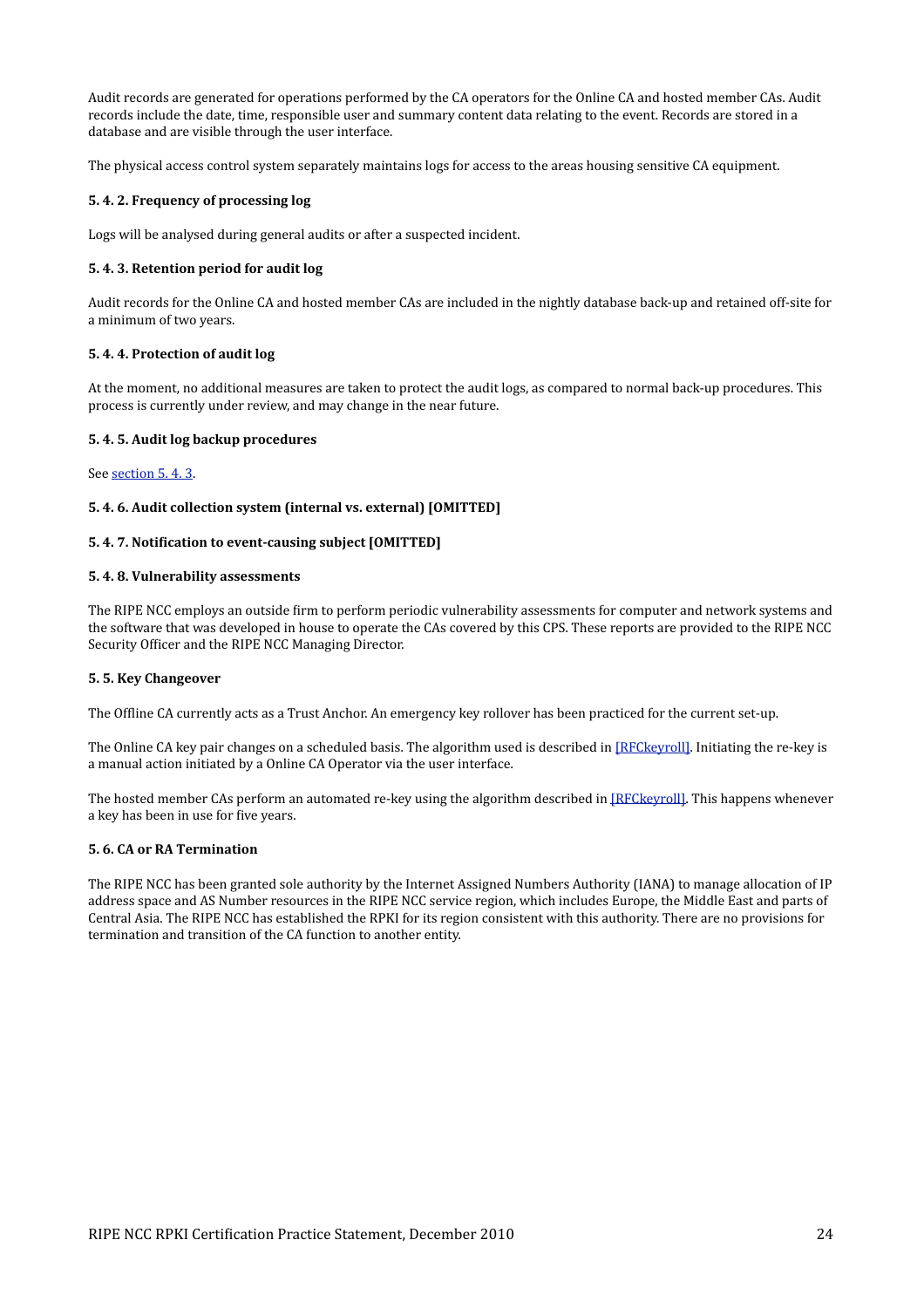Audit records are generated for operations performed by the CA operators for the Online CA and hosted member CAs. Audit records include the date, time, responsible user and summary content data relating to the event. Records are stored in a database and are visible through the user interface.

The physical access control system separately maintains logs for access to the areas housing sensitive CA equipment.

#### 5. 4. 2. Frequency of processing log

Logs will be analysed during general audits or after a suspected incident.

#### 5. 4. 3. Retention period for audit log

Audit records for the Online CA and hosted member CAs are included in the nightly database back-up and retained off-site for a minimum of two years.

#### 5. 4. 4. Protection of audit log

At the moment, no additional measures are taken to protect the audit logs, as compared to normal back-up procedures. This process is currently under review, and may change in the near future.

#### 5. 4. 5. Audit log backup procedures

See section 5. 4. 3.

#### 5. 4. 6. Audit collection system (internal vs. external) [OMITTED]

#### 5. 4. 7. Notification to event-causing subject [OMITTED]

#### 5. 4. 8. Vulnerability assessments

The RIPE NCC employs an outside firm to perform periodic vulnerability assessments for computer and network systems and the software that was developed in house to operate the CAs covered by this CPS. These reports are provided to the RIPE NCC Security Officer and the RIPE NCC Managing Director.

### 5. 5. Key Changeover

The Offline CA currently acts as a Trust Anchor. An emergency key rollover has been practiced for the current set-up.

The Online CA key pair changes on a scheduled basis. The algorithm used is described in [RFCkeyroll]. Initiating the re-key is a manual action initiated by a Online CA Operator via the user interface.

The hosted member CAs perform an automated re-key using the algorithm described in [RFCkeyroll]. This happens whenever a key has been in use for five years.

### 5. 6. CA or RA Termination

The RIPE NCC has been granted sole authority by the Internet Assigned Numbers Authority (IANA) to manage allocation of IP address space and AS Number resources in the RIPE NCC service region, which includes Europe, the Middle East and parts of Central Asia. The RIPE NCC has established the RPKI for its region consistent with this authority. There are no provisions for termination and transition of the CA function to another entity.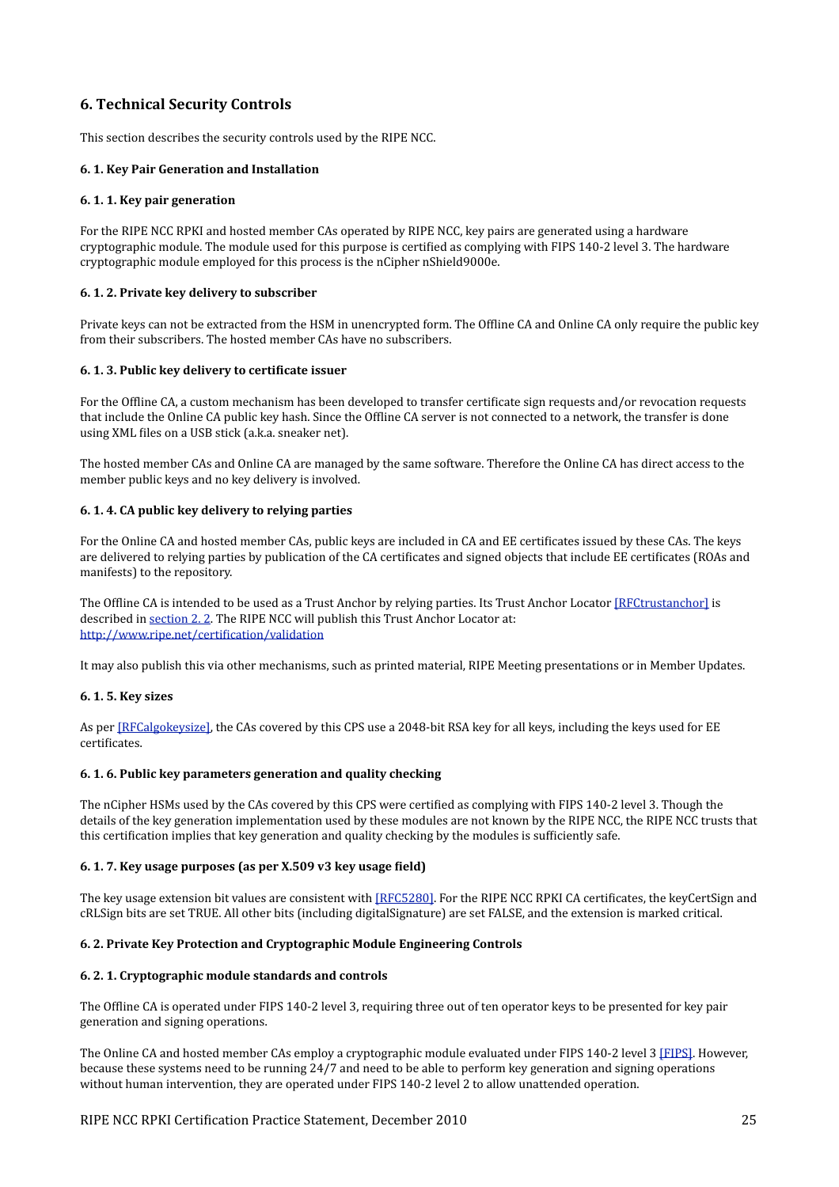## 6. Technical Security Controls

This section describes the security controls used by the RIPE NCC.

### 6. 1. Key Pair Generation and Installation

#### 6. 1. 1. Key pair generation

For the RIPE NCC RPKI and hosted member CAs operated by RIPE NCC, key pairs are generated using a hardware cryptographic module. The module used for this purpose is certified as complying with FIPS 140-2 level 3. The hardware cryptographic module employed for this process is the nCipher nShield9000e.

#### 6. 1. 2. Private key delivery to subscriber

Private keys can not be extracted from the HSM in unencrypted form. The Offline CA and Online CA only require the public key from their subscribers. The hosted member CAs have no subscribers.

#### 6. 1. 3. Public key delivery to certificate issuer

For the Offline CA, a custom mechanism has been developed to transfer certificate sign requests and/or revocation requests that include the Online CA public key hash. Since the Offline CA server is not connected to a network, the transfer is done using XML files on a USB stick (a.k.a. sneaker net).

The hosted member CAs and Online CA are managed by the same software. Therefore the Online CA has direct access to the member public keys and no key delivery is involved.

#### 6. 1. 4. CA public key delivery to relying parties

For the Online CA and hosted member CAs, public keys are included in CA and EE certificates issued by these CAs. The keys are delivered to relying parties by publication of the CA certificates and signed objects that include EE certificates (ROAs and manifests) to the repository.

The Offline CA is intended to be used as a Trust Anchor by relying parties. Its Trust Anchor Locator [RFCtrustanchor] is described in section 2. 2. The RIPE NCC will publish this Trust Anchor Locator at:
http://www.ripe.net/certification/validation

It may also publish this via other mechanisms, such as printed material, RIPE Meeting presentations or in Member Updates.

#### 6. 1. 5. Key sizes

As per [RFCalgokeysize], the CAs covered by this CPS use a 2048-bit RSA key for all keys, including the keys used for EE certificates.

#### 6. 1. 6. Public key parameters generation and quality checking

The nCipher HSMs used by the CAs covered by this CPS were certified as complying with FIPS 140-2 level 3. Though the details of the key generation implementation used by these modules are not known by the RIPE NCC, the RIPE NCC trusts that this certification implies that key generation and quality checking by the modules is sufficiently safe.

#### 6. 1. 7. Key usage purposes (as per X.509 v3 key usage field)

The key usage extension bit values are consistent with [RFC5280]. For the RIPE NCC RPKI CA certificates, the keyCertSign and cRLSign bits are set TRUE. All other bits (including digitalSignature) are set FALSE, and the extension is marked critical.

### 6. 2. Private Key Protection and Cryptographic Module Engineering Controls

#### 6. 2. 1. Cryptographic module standards and controls

The Offline CA is operated under FIPS 140-2 level 3, requiring three out of ten operator keys to be presented for key pair generation and signing operations.

The Online CA and hosted member CAs employ a cryptographic module evaluated under FIPS 140-2 level 3 [FIPS]. However, because these systems need to be running 24/7 and need to be able to perform key generation and signing operations without human intervention, they are operated under FIPS 140-2 level 2 to allow unattended operation.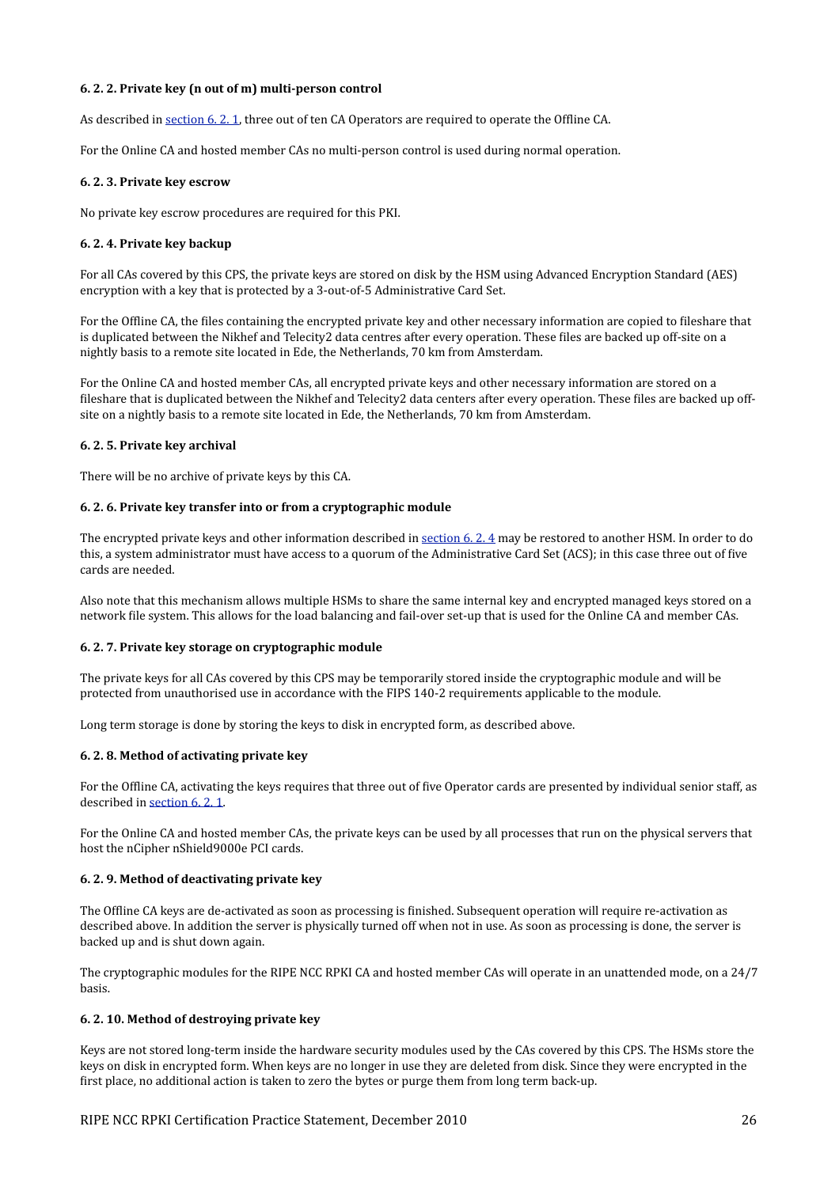### 6. 2. 2. Private key (n out of m) multi-person control

As described in section 6. 2. 1, three out of ten CA Operators are required to operate the Offline CA.

For the Online CA and hosted member CAs no multi-person control is used during normal operation.

### 6. 2. 3. Private key escrow

No private key escrow procedures are required for this PKI.

### 6. 2. 4. Private key backup

For all CAs covered by this CPS, the private keys are stored on disk by the HSM using Advanced Encryption Standard (AES) encryption with a key that is protected by a 3-out-of-5 Administrative Card Set.

For the Offline CA, the files containing the encrypted private key and other necessary information are copied to fileshare that is duplicated between the Nikhef and Telecity2 data centres after every operation. These files are backed up off-site on a nightly basis to a remote site located in Ede, the Netherlands, 70 km from Amsterdam.

For the Online CA and hosted member CAs, all encrypted private keys and other necessary information are stored on a fileshare that is duplicated between the Nikhef and Telecity2 data centers after every operation. These files are backed up off-site on a nightly basis to a remote site located in Ede, the Netherlands, 70 km from Amsterdam.

### 6. 2. 5. Private key archival

There will be no archive of private keys by this CA.

### 6. 2. 6. Private key transfer into or from a cryptographic module

The encrypted private keys and other information described in section 6. 2. 4 may be restored to another HSM. In order to do this, a system administrator must have access to a quorum of the Administrative Card Set (ACS); in this case three out of five cards are needed.

Also note that this mechanism allows multiple HSMs to share the same internal key and encrypted managed keys stored on a network file system. This allows for the load balancing and fail-over set-up that is used for the Online CA and member CAs.

### 6. 2. 7. Private key storage on cryptographic module

The private keys for all CAs covered by this CPS may be temporarily stored inside the cryptographic module and will be protected from unauthorised use in accordance with the FIPS 140-2 requirements applicable to the module.

Long term storage is done by storing the keys to disk in encrypted form, as described above.

### 6. 2. 8. Method of activating private key

For the Offline CA, activating the keys requires that three out of five Operator cards are presented by individual senior staff, as described in section 6. 2. 1.

For the Online CA and hosted member CAs, the private keys can be used by all processes that run on the physical servers that host the nCipher nShield9000e PCI cards.

### 6. 2. 9. Method of deactivating private key

The Offline CA keys are de-activated as soon as processing is finished. Subsequent operation will require re-activation as described above. In addition the server is physically turned off when not in use. As soon as processing is done, the server is backed up and is shut down again.

The cryptographic modules for the RIPE NCC RPKI CA and hosted member CAs will operate in an unattended mode, on a 24/7 basis.

### 6. 2. 10. Method of destroying private key

Keys are not stored long-term inside the hardware security modules used by the CAs covered by this CPS. The HSMs store the keys on disk in encrypted form. When keys are no longer in use they are deleted from disk. Since they were encrypted in the first place, no additional action is taken to zero the bytes or purge them from long term back-up.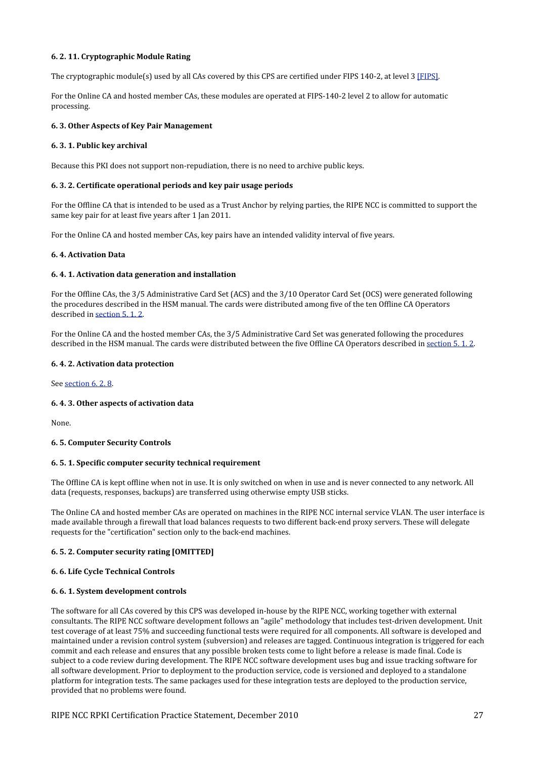#### 6. 2. 11. Cryptographic Module Rating

The cryptographic module(s) used by all CAs covered by this CPS are certified under FIPS 140-2, at level 3 [FIPS].

For the Online CA and hosted member CAs, these modules are operated at FIPS-140-2 level 2 to allow for automatic processing.

### 6. 3. Other Aspects of Key Pair Management

#### 6. 3. 1. Public key archival

Because this PKI does not support non-repudiation, there is no need to archive public keys.

#### 6. 3. 2. Certificate operational periods and key pair usage periods

For the Offline CA that is intended to be used as a Trust Anchor by relying parties, the RIPE NCC is committed to support the same key pair for at least five years after 1 Jan 2011.

For the Online CA and hosted member CAs, key pairs have an intended validity interval of five years.

### 6. 4. Activation Data

#### 6. 4. 1. Activation data generation and installation

For the Offline CAs, the 3/5 Administrative Card Set (ACS) and the 3/10 Operator Card Set (OCS) were generated following the procedures described in the HSM manual. The cards were distributed among five of the ten Offline CA Operators described in section 5. 1. 2.

For the Online CA and the hosted member CAs, the 3/5 Administrative Card Set was generated following the procedures described in the HSM manual. The cards were distributed between the five Offline CA Operators described in section 5. 1. 2.

#### 6. 4. 2. Activation data protection

See section 6. 2. 8.

#### 6. 4. 3. Other aspects of activation data

None.

### 6. 5. Computer Security Controls

#### 6. 5. 1. Specific computer security technical requirement

The Offline CA is kept offline when not in use. It is only switched on when in use and is never connected to any network. All data (requests, responses, backups) are transferred using otherwise empty USB sticks.

The Online CA and hosted member CAs are operated on machines in the RIPE NCC internal service VLAN. The user interface is made available through a firewall that load balances requests to two different back-end proxy servers. These will delegate requests for the "certification" section only to the back-end machines.

#### 6. 5. 2. Computer security rating [OMITTED]

### 6. 6. Life Cycle Technical Controls

#### 6. 6. 1. System development controls

The software for all CAs covered by this CPS was developed in-house by the RIPE NCC, working together with external consultants. The RIPE NCC software development follows an "agile" methodology that includes test-driven development. Unit test coverage of at least 75% and succeeding functional tests were required for all components. All software is developed and maintained under a revision control system (subversion) and releases are tagged. Continuous integration is triggered for each commit and each release and ensures that any possible broken tests come to light before a release is made final. Code is subject to a code review during development. The RIPE NCC software development uses bug and issue tracking software for all software development. Prior to deployment to the production service, code is versioned and deployed to a standalone platform for integration tests. The same packages used for these integration tests are deployed to the production service, provided that no problems were found.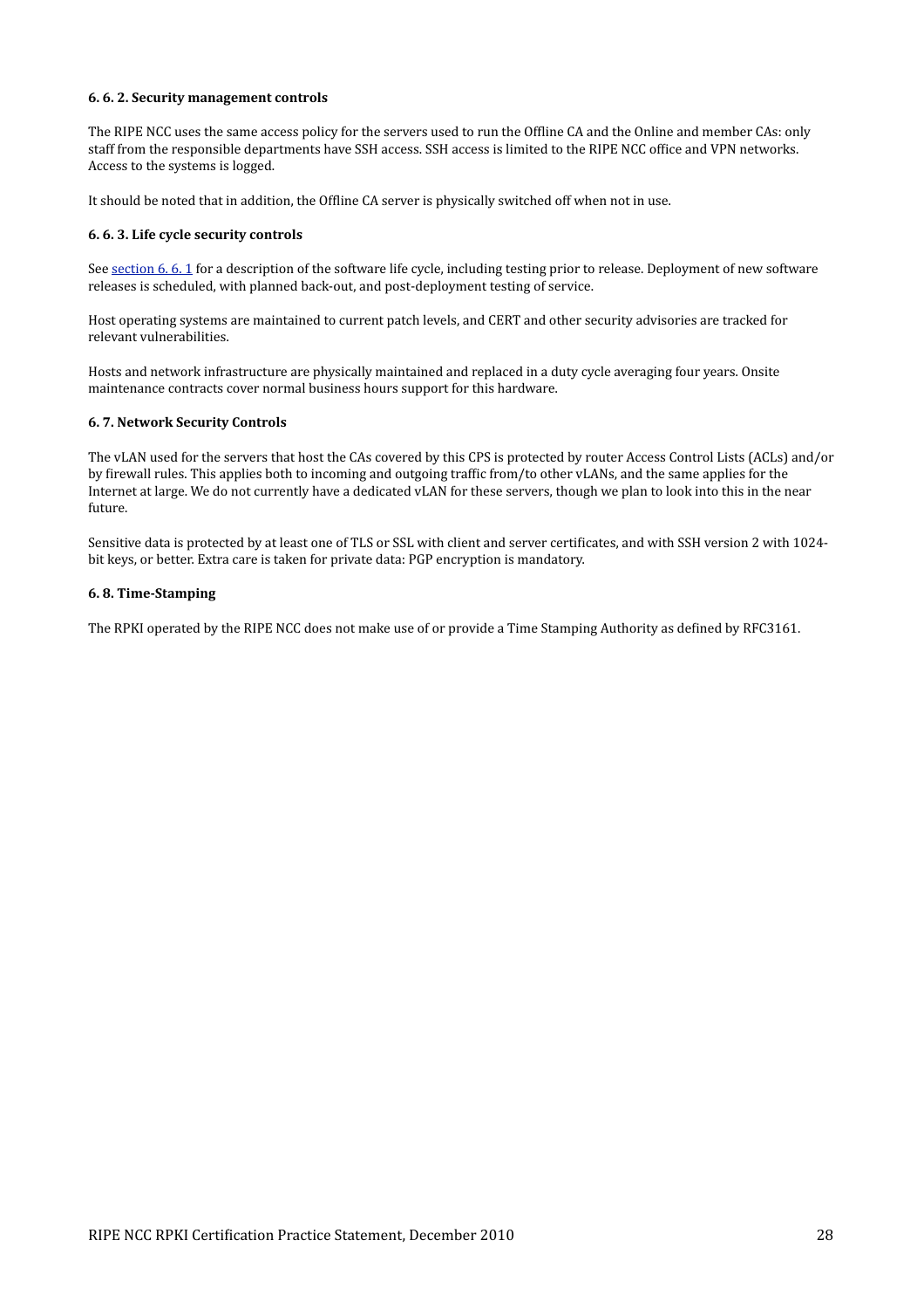#### 6. 6. 2. Security management controls

The RIPE NCC uses the same access policy for the servers used to run the Offline CA and the Online and member CAs: only staff from the responsible departments have SSH access. SSH access is limited to the RIPE NCC office and VPN networks. Access to the systems is logged.

It should be noted that in addition, the Offline CA server is physically switched off when not in use.

#### 6. 6. 3. Life cycle security controls

See section 6. 6. 1 for a description of the software life cycle, including testing prior to release. Deployment of new software releases is scheduled, with planned back-out, and post-deployment testing of service.

Host operating systems are maintained to current patch levels, and CERT and other security advisories are tracked for relevant vulnerabilities.

Hosts and network infrastructure are physically maintained and replaced in a duty cycle averaging four years. Onsite maintenance contracts cover normal business hours support for this hardware.

### 6. 7. Network Security Controls

The vLAN used for the servers that host the CAs covered by this CPS is protected by router Access Control Lists (ACLs) and/or by firewall rules. This applies both to incoming and outgoing traffic from/to other vLANs, and the same applies for the Internet at large. We do not currently have a dedicated vLAN for these servers, though we plan to look into this in the near future.

Sensitive data is protected by at least one of TLS or SSL with client and server certificates, and with SSH version 2 with 1024-bit keys, or better. Extra care is taken for private data: PGP encryption is mandatory.

### 6. 8. Time-Stamping

The RPKI operated by the RIPE NCC does not make use of or provide a Time Stamping Authority as defined by RFC3161.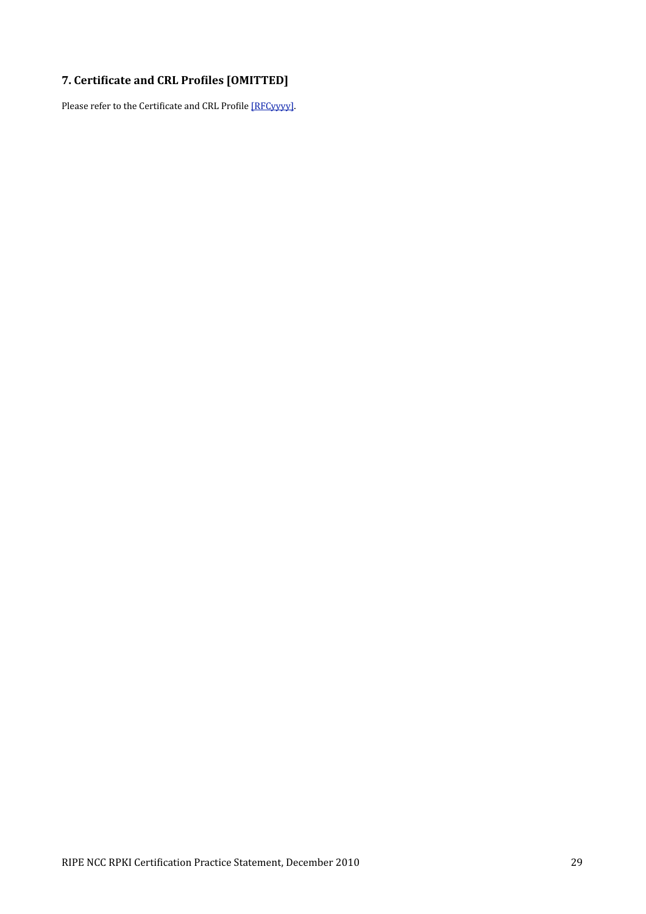## 7. Certificate and CRL Profiles [OMITTED]

Please refer to the Certificate and CRL Profile [RFCyyyy].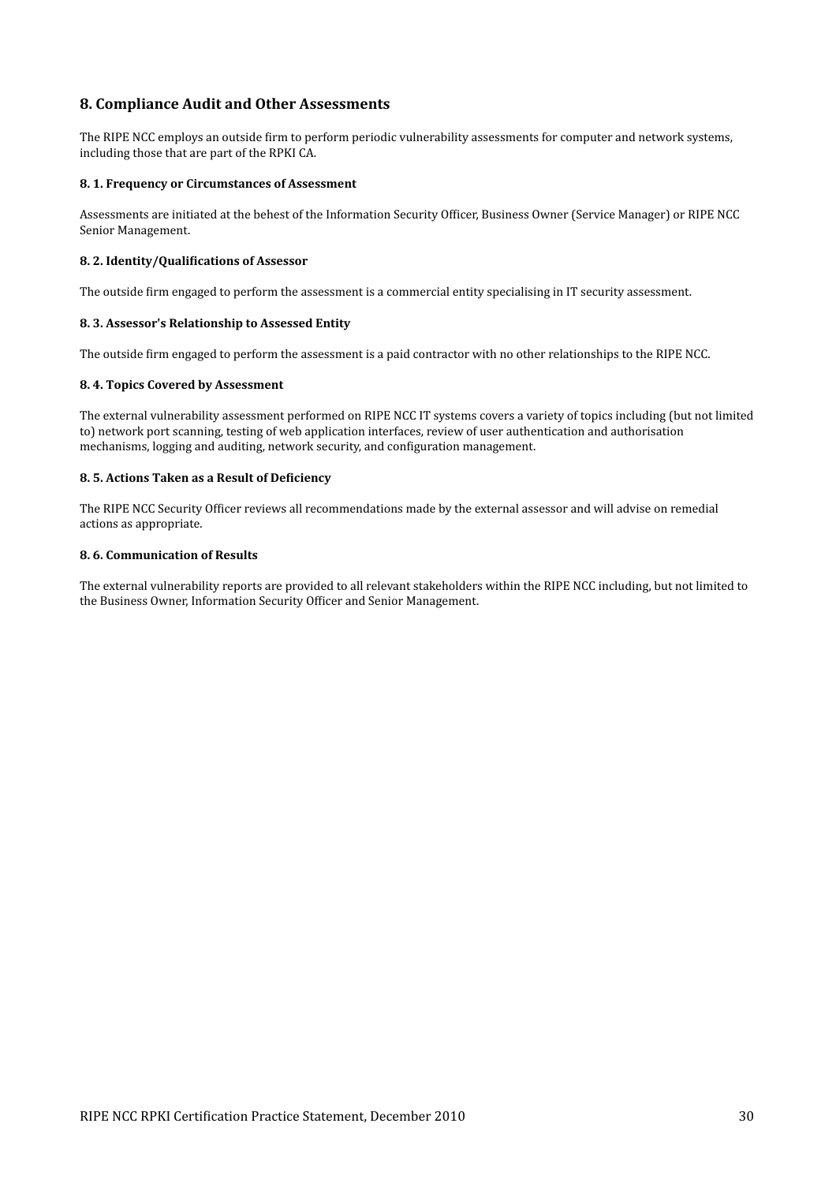## 8. Compliance Audit and Other Assessments

The RIPE NCC employs an outside firm to perform periodic vulnerability assessments for computer and network systems, including those that are part of the RPKI CA.

### 8. 1. Frequency or Circumstances of Assessment

Assessments are initiated at the behest of the Information Security Officer, Business Owner (Service Manager) or RIPE NCC Senior Management.

### 8. 2. Identity/Qualifications of Assessor

The outside firm engaged to perform the assessment is a commercial entity specialising in IT security assessment.

### 8. 3. Assessor's Relationship to Assessed Entity

The outside firm engaged to perform the assessment is a paid contractor with no other relationships to the RIPE NCC.

### 8. 4. Topics Covered by Assessment

The external vulnerability assessment performed on RIPE NCC IT systems covers a variety of topics including (but not limited to) network port scanning, testing of web application interfaces, review of user authentication and authorisation mechanisms, logging and auditing, network security, and configuration management.

### 8. 5. Actions Taken as a Result of Deficiency

The RIPE NCC Security Officer reviews all recommendations made by the external assessor and will advise on remedial actions as appropriate.

### 8. 6. Communication of Results

The external vulnerability reports are provided to all relevant stakeholders within the RIPE NCC including, but not limited to the Business Owner, Information Security Officer and Senior Management.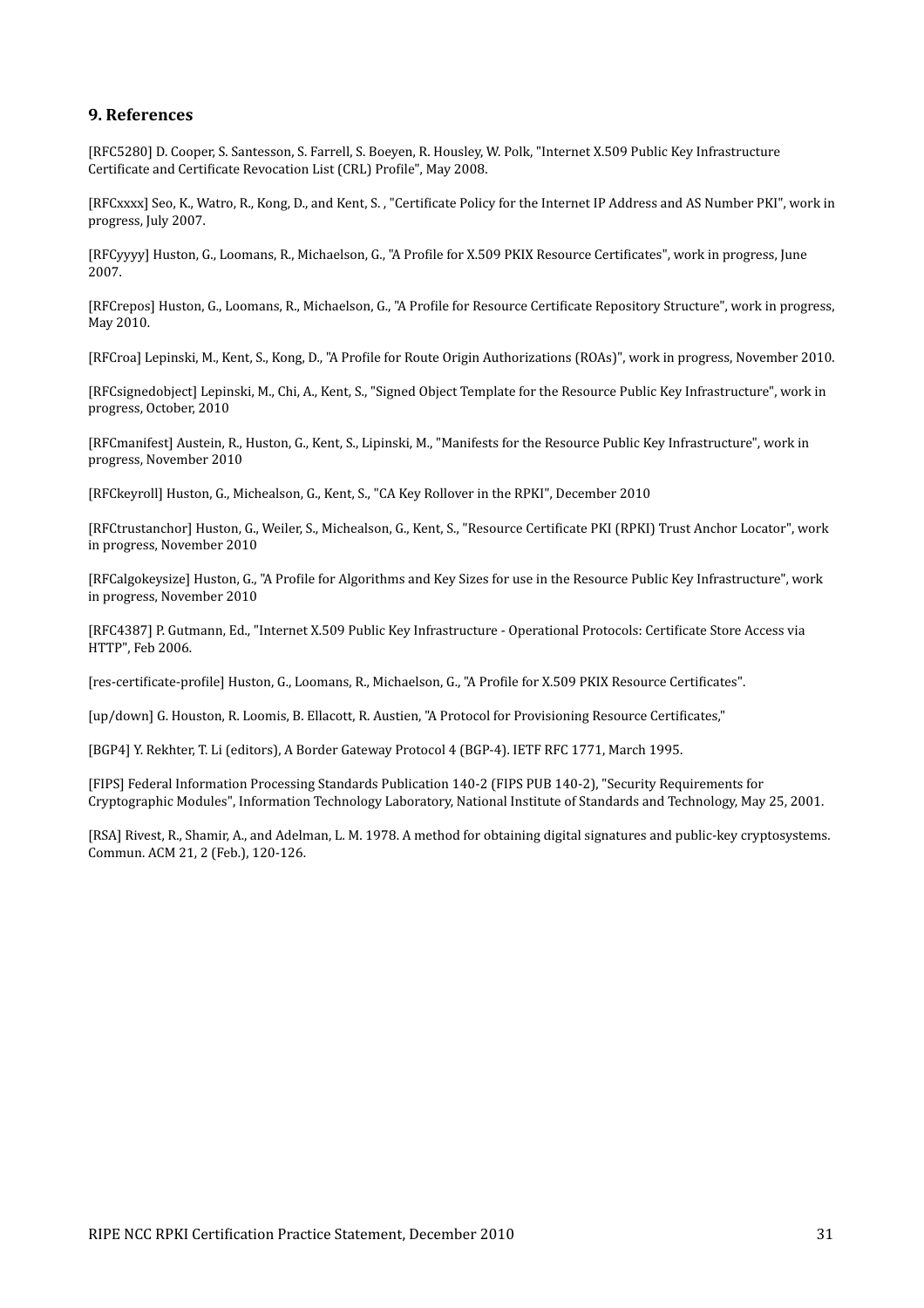## 9. References

[RFC5280] D. Cooper, S. Santesson, S. Farrell, S. Boeyen, R. Housley, W. Polk, "Internet X.509 Public Key Infrastructure Certificate and Certificate Revocation List (CRL) Profile", May 2008.

[RFCxxxx] Seo, K., Watro, R., Kong, D., and Kent, S. , "Certificate Policy for the Internet IP Address and AS Number PKI", work in progress, July 2007.

[RFCyyyy] Huston, G., Loomans, R., Michaelson, G., "A Profile for X.509 PKIX Resource Certificates", work in progress, June 2007.

[RFCrepos] Huston, G., Loomans, R., Michaelson, G., "A Profile for Resource Certificate Repository Structure", work in progress, May 2010.

[RFCroa] Lepinski, M., Kent, S., Kong, D., "A Profile for Route Origin Authorizations (ROAs)", work in progress, November 2010.

[RFCsignedobject] Lepinski, M., Chi, A., Kent, S., "Signed Object Template for the Resource Public Key Infrastructure", work in progress, October, 2010

[RFCmanifest] Austein, R., Huston, G., Kent, S., Lipinski, M., "Manifests for the Resource Public Key Infrastructure", work in progress, November 2010

[RFCkeyroll] Huston, G., Michealson, G., Kent, S., "CA Key Rollover in the RPKI", December 2010

[RFCtrustanchor] Huston, G., Weiler, S., Michealson, G., Kent, S., "Resource Certificate PKI (RPKI) Trust Anchor Locator", work in progress, November 2010

[RFCalgokeysize] Huston, G., "A Profile for Algorithms and Key Sizes for use in the Resource Public Key Infrastructure", work in progress, November 2010

[RFC4387] P. Gutmann, Ed., "Internet X.509 Public Key Infrastructure - Operational Protocols: Certificate Store Access via HTTP", Feb 2006.

[res-certificate-profile] Huston, G., Loomans, R., Michaelson, G., "A Profile for X.509 PKIX Resource Certificates".

[up/down] G. Houston, R. Loomis, B. Ellacott, R. Austien, "A Protocol for Provisioning Resource Certificates,"

[BGP4] Y. Rekhter, T. Li (editors), A Border Gateway Protocol 4 (BGP-4). IETF RFC 1771, March 1995.

[FIPS] Federal Information Processing Standards Publication 140-2 (FIPS PUB 140-2), "Security Requirements for Cryptographic Modules", Information Technology Laboratory, National Institute of Standards and Technology, May 25, 2001.

[RSA] Rivest, R., Shamir, A., and Adelman, L. M. 1978. A method for obtaining digital signatures and public-key cryptosystems. Commun. ACM 21, 2 (Feb.), 120-126.